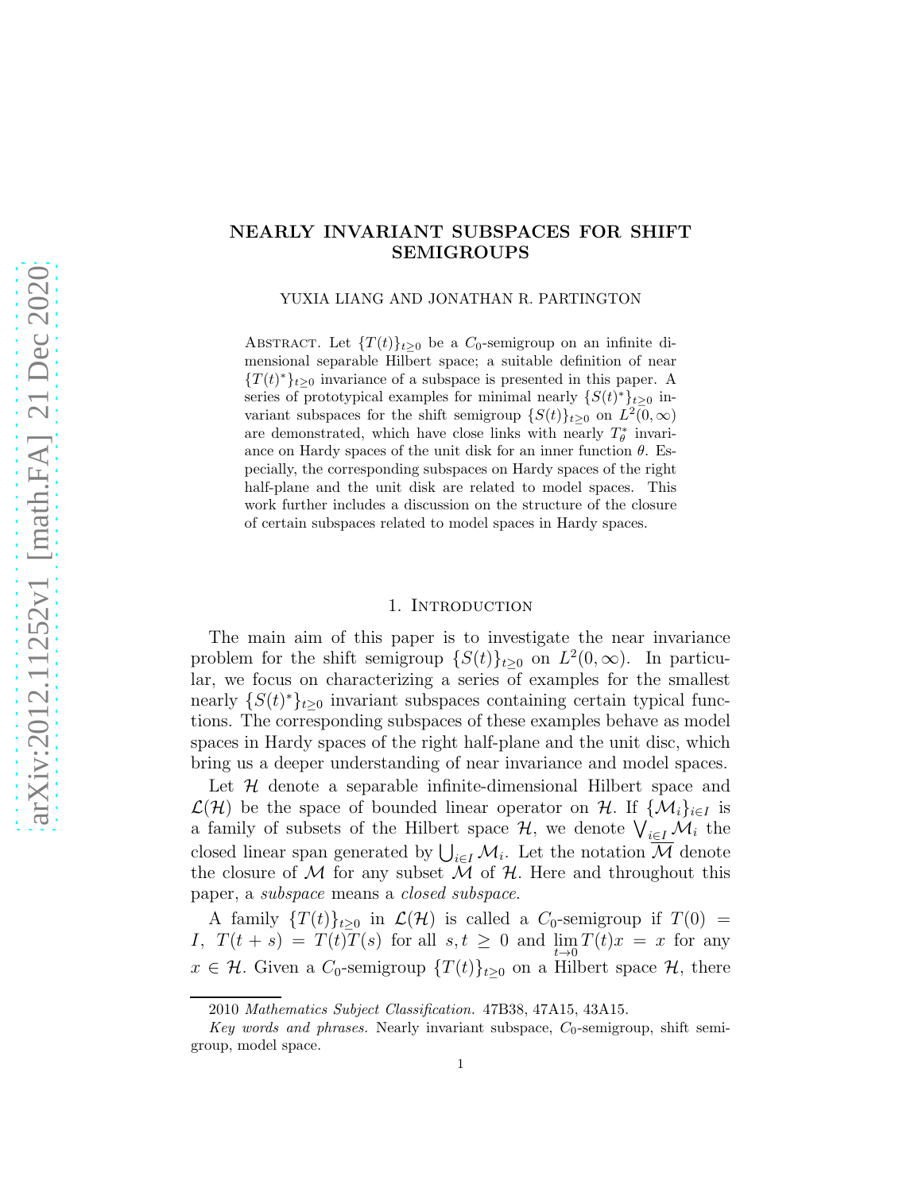# NEARLY INVARIANT SUBSPACES FOR SHIFT SEMIGROUPS

YUXIA LIANG AND JONATHAN R. PARTINGTON

Abstract. Let $\{T(t)\}_{t\geq 0}$ be a $C_0$-semigroup on an infinite dimensional separable Hilbert space; a suitable definition of near $\{T(t)^*\}_{t\geq 0}$ invariance of a subspace is presented in this paper. A series of prototypical examples for minimal nearly $\{S(t)^*\}_{t\geq 0}$ invariant subspaces for the shift semigroup $\{S(t)\}_{t\geq 0}$ on $L^2(0,\infty)$ are demonstrated, which have close links with nearly $T_\theta^*$ invariance on Hardy spaces of the unit disk for an inner function $\theta$. Especially, the corresponding subspaces on Hardy spaces of the right half-plane and the unit disk are related to model spaces. This work further includes a discussion on the structure of the closure of certain subspaces related to model spaces in Hardy spaces.

## 1. Introduction

The main aim of this paper is to investigate the near invariance problem for the shift semigroup $\{S(t)\}_{t\geq 0}$ on $L^2(0,\infty)$. In particular, we focus on characterizing a series of examples for the smallest nearly $\{S(t)^*\}_{t\geq 0}$ invariant subspaces containing certain typical functions. The corresponding subspaces of these examples behave as model spaces in Hardy spaces of the right half-plane and the unit disc, which bring us a deeper understanding of near invariance and model spaces.

Let $\mathcal{H}$ denote a separable infinite-dimensional Hilbert space and $\mathcal{L}(\mathcal{H})$ be the space of bounded linear operator on $\mathcal{H}$. If $\{\mathcal{M}_i\}_{i\in I}$ is a family of subsets of the Hilbert space $\mathcal{H}$, we denote $\bigvee_{i\in I}\mathcal{M}_i$ the closed linear span generated by $\bigcup_{i\in I}\mathcal{M}_i$. Let the notation $\overline{\mathcal{M}}$ denote the closure of $\mathcal{M}$ for any subset $\mathcal{M}$ of $\mathcal{H}$. Here and throughout this paper, a *subspace* means a *closed subspace*.

A family $\{T(t)\}_{t\geq 0}$ in $\mathcal{L}(\mathcal{H})$ is called a $C_0$-semigroup if $T(0) = I$, $T(t+s) = T(t)T(s)$ for all $s,t \geq 0$ and $\lim\limits_{t\to 0} T(t)x = x$ for any $x \in \mathcal{H}$. Given a $C_0$-semigroup $\{T(t)\}_{t\geq 0}$ on a Hilbert space $\mathcal{H}$, there

2010 *Mathematics Subject Classification.* 47B38, 47A15, 43A15.

*Key words and phrases.* Nearly invariant subspace, $C_0$-semigroup, shift semigroup, model space.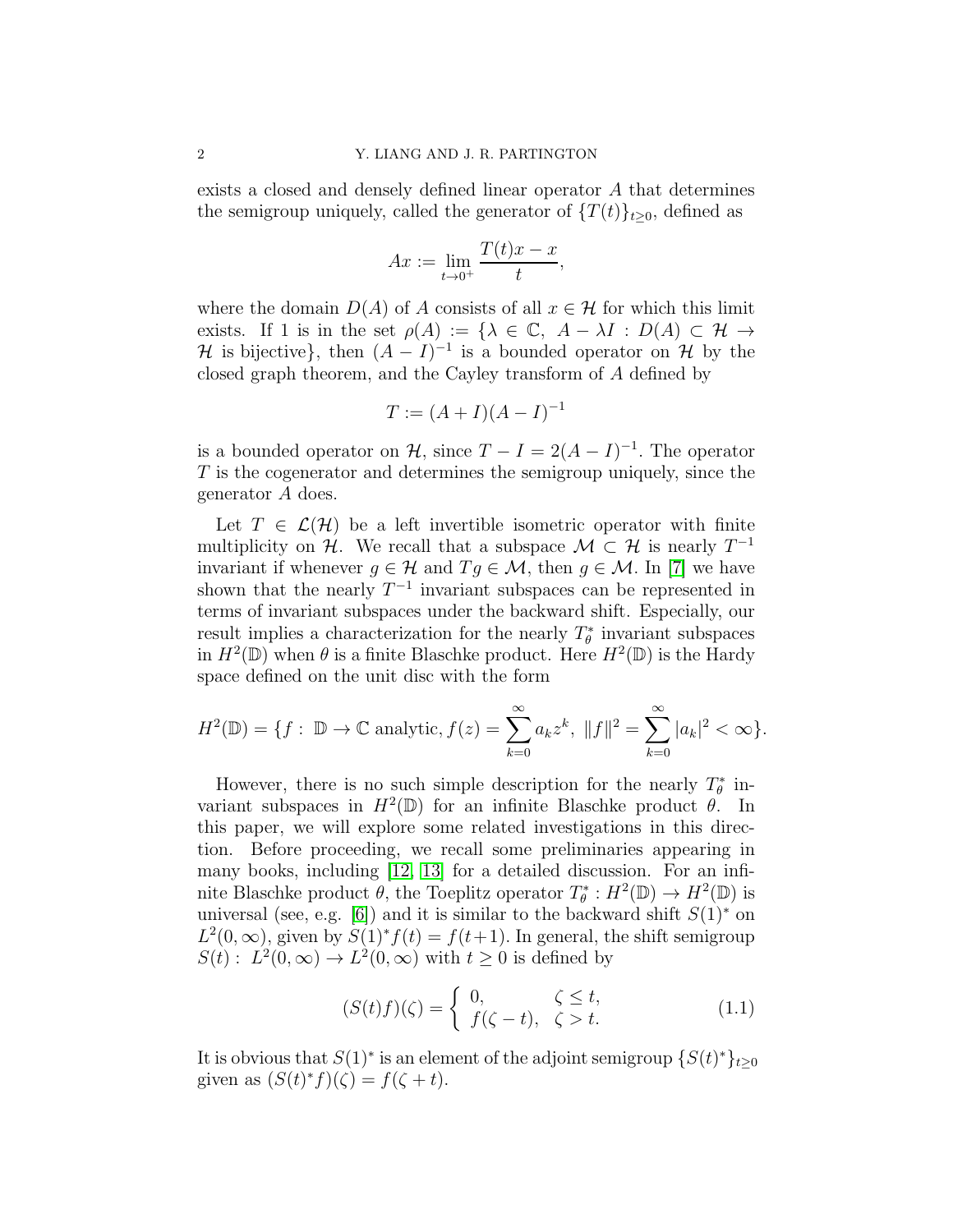exists a closed and densely defined linear operator $A$ that determines the semigroup uniquely, called the generator of $\{T(t)\}_{t\geq 0}$, defined as

$$Ax := \lim_{t\to 0^+} \frac{T(t)x - x}{t},$$

where the domain $D(A)$ of $A$ consists of all $x \in \mathcal{H}$ for which this limit exists. If 1 is in the set $\rho(A) := \{\lambda \in \mathbb{C},\ A - \lambda I : D(A) \subset \mathcal{H} \to \mathcal{H}$ is bijective$\}$, then $(A - I)^{-1}$ is a bounded operator on $\mathcal{H}$ by the closed graph theorem, and the Cayley transform of $A$ defined by

$$T := (A + I)(A - I)^{-1}$$

is a bounded operator on $\mathcal{H}$, since $T - I = 2(A - I)^{-1}$. The operator $T$ is the cogenerator and determines the semigroup uniquely, since the generator $A$ does.

Let $T \in \mathcal{L}(\mathcal{H})$ be a left invertible isometric operator with finite multiplicity on $\mathcal{H}$. We recall that a subspace $\mathcal{M} \subset \mathcal{H}$ is nearly $T^{-1}$ invariant if whenever $g \in \mathcal{H}$ and $Tg \in \mathcal{M}$, then $g \in \mathcal{M}$. In [7] we have shown that the nearly $T^{-1}$ invariant subspaces can be represented in terms of invariant subspaces under the backward shift. Especially, our result implies a characterization for the nearly $T_\theta^*$ invariant subspaces in $H^2(\mathbb{D})$ when $\theta$ is a finite Blaschke product. Here $H^2(\mathbb{D})$ is the Hardy space defined on the unit disc with the form

$$H^2(\mathbb{D}) = \{f :\ \mathbb{D} \to \mathbb{C} \text{ analytic}, f(z) = \sum_{k=0}^{\infty} a_k z^k,\ \|f\|^2 = \sum_{k=0}^{\infty} |a_k|^2 < \infty\}.$$

However, there is no such simple description for the nearly $T_\theta^*$ invariant subspaces in $H^2(\mathbb{D})$ for an infinite Blaschke product $\theta$. In this paper, we will explore some related investigations in this direction. Before proceeding, we recall some preliminaries appearing in many books, including [12, 13] for a detailed discussion. For an infinite Blaschke product $\theta$, the Toeplitz operator $T_\theta^* : H^2(\mathbb{D}) \to H^2(\mathbb{D})$ is universal (see, e.g. [6]) and it is similar to the backward shift $S(1)^*$ on $L^2(0, \infty)$, given by $S(1)^* f(t) = f(t+1)$. In general, the shift semigroup $S(t) :\ L^2(0, \infty) \to L^2(0, \infty)$ with $t \geq 0$ is defined by

$$(S(t)f)(\zeta) = \begin{cases} 0, & \zeta \leq t, \\ f(\zeta - t), & \zeta > t. \end{cases} \tag{1.1}$$

It is obvious that $S(1)^*$ is an element of the adjoint semigroup $\{S(t)^*\}_{t\geq 0}$ given as $(S(t)^* f)(\zeta) = f(\zeta + t)$.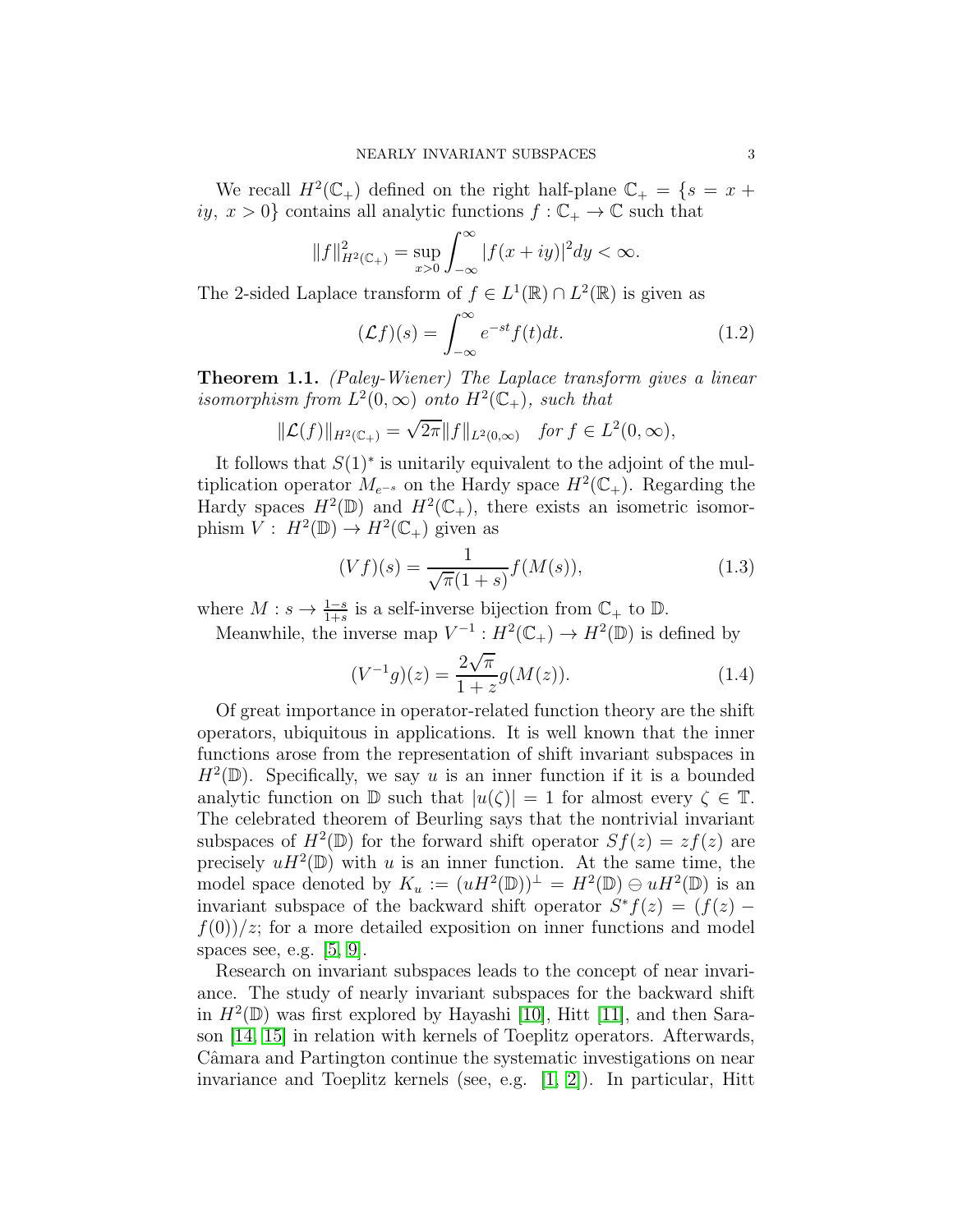We recall $H^2(\mathbb{C}_+)$ defined on the right half-plane $\mathbb{C}_+ = \{s = x + iy,\ x > 0\}$ contains all analytic functions $f : \mathbb{C}_+ \to \mathbb{C}$ such that

$$\|f\|^2_{H^2(\mathbb{C}_+)} = \sup_{x>0} \int_{-\infty}^{\infty} |f(x+iy)|^2 dy < \infty.$$

The 2-sided Laplace transform of $f \in L^1(\mathbb{R}) \cap L^2(\mathbb{R})$ is given as

$$(\mathcal{L}f)(s) = \int_{-\infty}^{\infty} e^{-st} f(t) dt. \tag{1.2}$$

**Theorem 1.1.** *(Paley-Wiener) The Laplace transform gives a linear isomorphism from $L^2(0,\infty)$ onto $H^2(\mathbb{C}_+)$, such that*

$$\|\mathcal{L}(f)\|_{H^2(\mathbb{C}_+)} = \sqrt{2\pi}\|f\|_{L^2(0,\infty)} \quad \textit{for } f \in L^2(0,\infty),$$

It follows that $S(1)^*$ is unitarily equivalent to the adjoint of the multiplication operator $M_{e^{-s}}$ on the Hardy space $H^2(\mathbb{C}_+)$. Regarding the Hardy spaces $H^2(\mathbb{D})$ and $H^2(\mathbb{C}_+)$, there exists an isometric isomorphism $V : H^2(\mathbb{D}) \to H^2(\mathbb{C}_+)$ given as

$$(Vf)(s) = \frac{1}{\sqrt{\pi}(1+s)} f(M(s)), \tag{1.3}$$

where $M : s \to \frac{1-s}{1+s}$ is a self-inverse bijection from $\mathbb{C}_+$ to $\mathbb{D}$.

Meanwhile, the inverse map $V^{-1} : H^2(\mathbb{C}_+) \to H^2(\mathbb{D})$ is defined by

$$(V^{-1}g)(z) = \frac{2\sqrt{\pi}}{1+z} g(M(z)). \tag{1.4}$$

Of great importance in operator-related function theory are the shift operators, ubiquitous in applications. It is well known that the inner functions arose from the representation of shift invariant subspaces in $H^2(\mathbb{D})$. Specifically, we say $u$ is an inner function if it is a bounded analytic function on $\mathbb{D}$ such that $|u(\zeta)| = 1$ for almost every $\zeta \in \mathbb{T}$. The celebrated theorem of Beurling says that the nontrivial invariant subspaces of $H^2(\mathbb{D})$ for the forward shift operator $Sf(z) = zf(z)$ are precisely $uH^2(\mathbb{D})$ with $u$ is an inner function. At the same time, the model space denoted by $K_u := (uH^2(\mathbb{D}))^\perp = H^2(\mathbb{D}) \ominus uH^2(\mathbb{D})$ is an invariant subspace of the backward shift operator $S^*f(z) = (f(z) - f(0))/z$; for a more detailed exposition on inner functions and model spaces see, e.g. [5, 9].

Research on invariant subspaces leads to the concept of near invariance. The study of nearly invariant subspaces for the backward shift in $H^2(\mathbb{D})$ was first explored by Hayashi [10], Hitt [11], and then Sarason [14, 15] in relation with kernels of Toeplitz operators. Afterwards, Câmara and Partington continue the systematic investigations on near invariance and Toeplitz kernels (see, e.g. [1, 2]). In particular, Hitt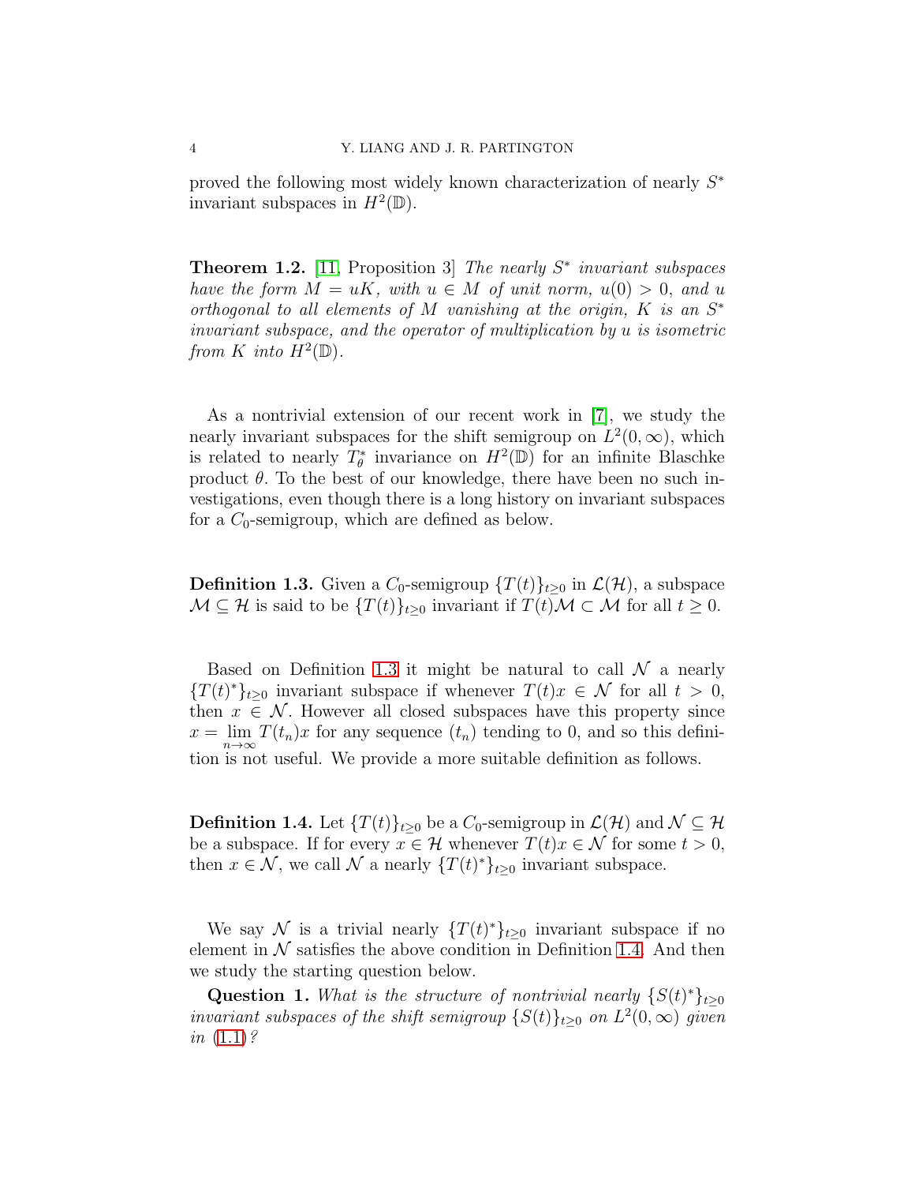proved the following most widely known characterization of nearly $S^*$ invariant subspaces in $H^2(\mathbb{D})$.

**Theorem 1.2.** [11, Proposition 3] *The nearly $S^*$ invariant subspaces have the form $M = uK$, with $u \in M$ of unit norm, $u(0) > 0$, and $u$ orthogonal to all elements of $M$ vanishing at the origin, $K$ is an $S^*$ invariant subspace, and the operator of multiplication by $u$ is isometric from $K$ into $H^2(\mathbb{D})$.*

As a nontrivial extension of our recent work in [7], we study the nearly invariant subspaces for the shift semigroup on $L^2(0,\infty)$, which is related to nearly $T_\theta^*$ invariance on $H^2(\mathbb{D})$ for an infinite Blaschke product $\theta$. To the best of our knowledge, there have been no such investigations, even though there is a long history on invariant subspaces for a $C_0$-semigroup, which are defined as below.

**Definition 1.3.** Given a $C_0$-semigroup $\{T(t)\}_{t\geq 0}$ in $\mathcal{L}(\mathcal{H})$, a subspace $\mathcal{M} \subseteq \mathcal{H}$ is said to be $\{T(t)\}_{t\geq 0}$ invariant if $T(t)\mathcal{M} \subset \mathcal{M}$ for all $t \geq 0$.

Based on Definition 1.3 it might be natural to call $\mathcal{N}$ a nearly $\{T(t)^*\}_{t\geq 0}$ invariant subspace if whenever $T(t)x \in \mathcal{N}$ for all $t > 0$, then $x \in \mathcal{N}$. However all closed subspaces have this property since $x = \lim\limits_{n\to\infty} T(t_n)x$ for any sequence $(t_n)$ tending to 0, and so this definition is not useful. We provide a more suitable definition as follows.

**Definition 1.4.** Let $\{T(t)\}_{t\geq 0}$ be a $C_0$-semigroup in $\mathcal{L}(\mathcal{H})$ and $\mathcal{N} \subseteq \mathcal{H}$ be a subspace. If for every $x \in \mathcal{H}$ whenever $T(t)x \in \mathcal{N}$ for some $t > 0$, then $x \in \mathcal{N}$, we call $\mathcal{N}$ a nearly $\{T(t)^*\}_{t\geq 0}$ invariant subspace.

We say $\mathcal{N}$ is a trivial nearly $\{T(t)^*\}_{t\geq 0}$ invariant subspace if no element in $\mathcal{N}$ satisfies the above condition in Definition 1.4. And then we study the starting question below.

**Question 1.** *What is the structure of nontrivial nearly $\{S(t)^*\}_{t\geq 0}$ invariant subspaces of the shift semigroup $\{S(t)\}_{t\geq 0}$ on $L^2(0,\infty)$ given in (1.1)?*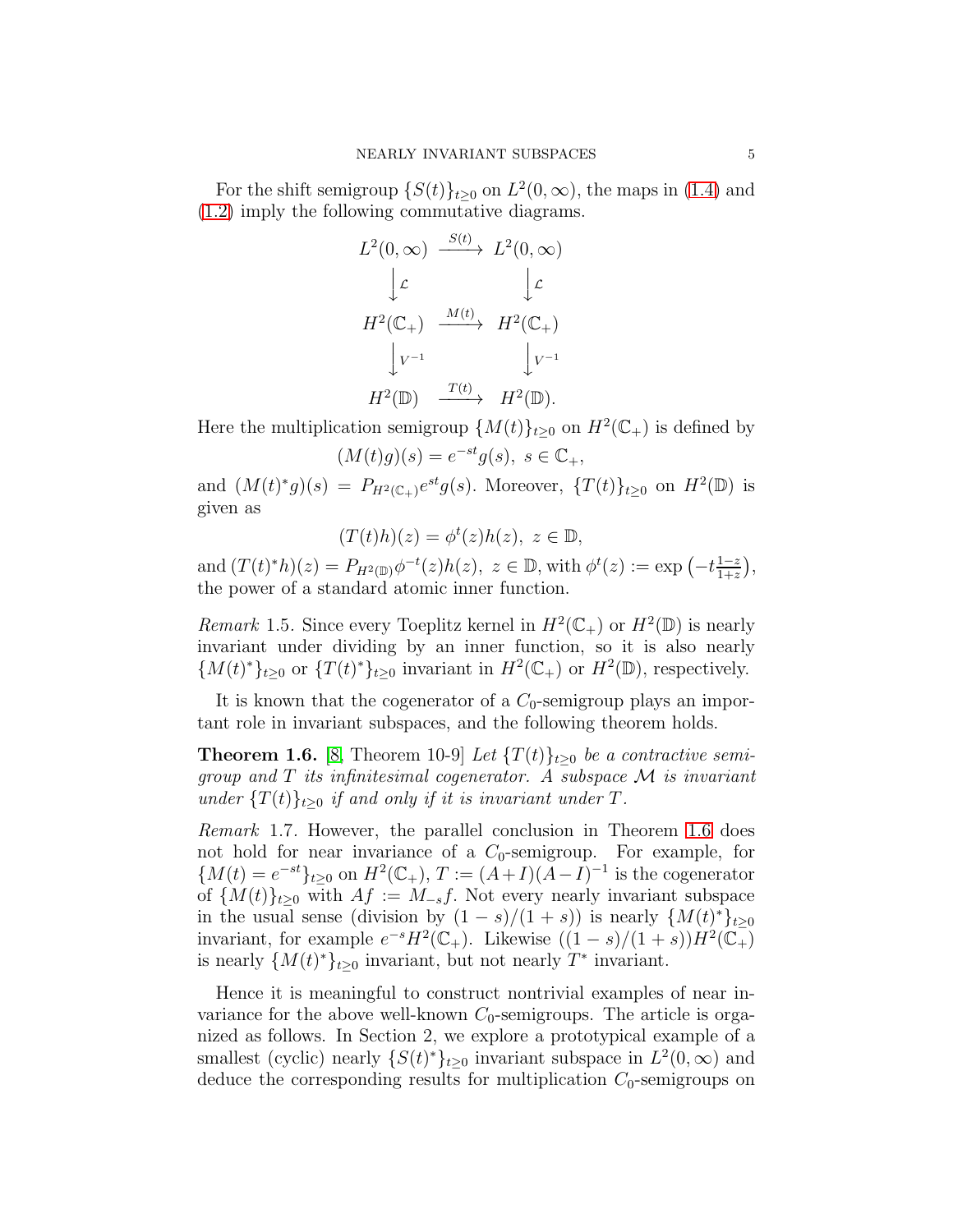For the shift semigroup $\{S(t)\}_{t\geq 0}$ on $L^2(0,\infty)$, the maps in (1.4) and (1.2) imply the following commutative diagrams.

$$
\begin{array}{ccc}
L^2(0,\infty) & \xrightarrow{S(t)} & L^2(0,\infty) \\
\Big\downarrow \mathcal{L} & & \Big\downarrow \mathcal{L} \\
H^2(\mathbb{C}_+) & \xrightarrow{M(t)} & H^2(\mathbb{C}_+) \\
\Big\downarrow V^{-1} & & \Big\downarrow V^{-1} \\
H^2(\mathbb{D}) & \xrightarrow{T(t)} & H^2(\mathbb{D}).
\end{array}
$$

Here the multiplication semigroup $\{M(t)\}_{t\geq 0}$ on $H^2(\mathbb{C}_+)$ is defined by

$$(M(t)g)(s) = e^{-st}g(s),\ s \in \mathbb{C}_+,$$

and $(M(t)^*g)(s) = P_{H^2(\mathbb{C}_+)}e^{st}g(s)$. Moreover, $\{T(t)\}_{t\geq 0}$ on $H^2(\mathbb{D})$ is given as

$$(T(t)h)(z) = \phi^t(z)h(z),\ z \in \mathbb{D},$$

and $(T(t)^*h)(z) = P_{H^2(\mathbb{D})}\phi^{-t}(z)h(z),\ z \in \mathbb{D}$, with $\phi^t(z) := \exp\left(-t\frac{1-z}{1+z}\right)$, the power of a standard atomic inner function.

*Remark* 1.5. Since every Toeplitz kernel in $H^2(\mathbb{C}_+)$ or $H^2(\mathbb{D})$ is nearly invariant under dividing by an inner function, so it is also nearly $\{M(t)^*\}_{t\geq 0}$ or $\{T(t)^*\}_{t\geq 0}$ invariant in $H^2(\mathbb{C}_+)$ or $H^2(\mathbb{D})$, respectively.

It is known that the cogenerator of a $C_0$-semigroup plays an important role in invariant subspaces, and the following theorem holds.

**Theorem 1.6.** [8, Theorem 10-9] *Let $\{T(t)\}_{t\geq 0}$ be a contractive semigroup and $T$ its infinitesimal cogenerator. A subspace $\mathcal{M}$ is invariant under $\{T(t)\}_{t\geq 0}$ if and only if it is invariant under $T$.*

*Remark* 1.7. However, the parallel conclusion in Theorem 1.6 does not hold for near invariance of a $C_0$-semigroup. For example, for $\{M(t) = e^{-st}\}_{t\geq 0}$ on $H^2(\mathbb{C}_+)$, $T := (A+I)(A-I)^{-1}$ is the cogenerator of $\{M(t)\}_{t\geq 0}$ with $Af := M_{-s}f$. Not every nearly invariant subspace in the usual sense (division by $(1-s)/(1+s)$) is nearly $\{M(t)^*\}_{t\geq 0}$ invariant, for example $e^{-s}H^2(\mathbb{C}_+)$. Likewise $((1-s)/(1+s))H^2(\mathbb{C}_+)$ is nearly $\{M(t)^*\}_{t\geq 0}$ invariant, but not nearly $T^*$ invariant.

Hence it is meaningful to construct nontrivial examples of near invariance for the above well-known $C_0$-semigroups. The article is organized as follows. In Section 2, we explore a prototypical example of a smallest (cyclic) nearly $\{S(t)^*\}_{t\geq 0}$ invariant subspace in $L^2(0,\infty)$ and deduce the corresponding results for multiplication $C_0$-semigroups on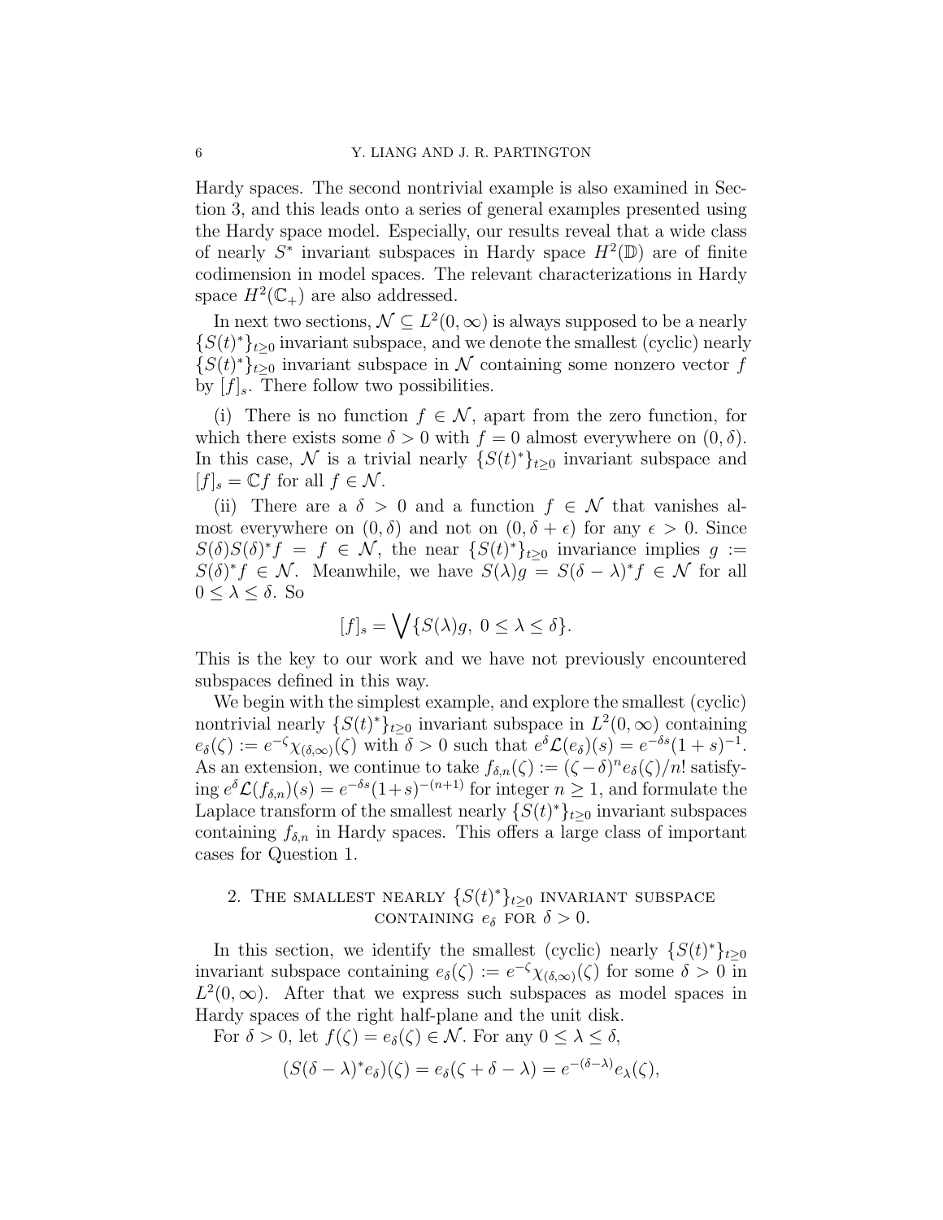Hardy spaces. The second nontrivial example is also examined in Section 3, and this leads onto a series of general examples presented using the Hardy space model. Especially, our results reveal that a wide class of nearly $S^*$ invariant subspaces in Hardy space $H^2(\mathbb{D})$ are of finite codimension in model spaces. The relevant characterizations in Hardy space $H^2(\mathbb{C}_+)$ are also addressed.

In next two sections, $\mathcal{N} \subseteq L^2(0,\infty)$ is always supposed to be a nearly $\{S(t)^*\}_{t\geq 0}$ invariant subspace, and we denote the smallest (cyclic) nearly $\{S(t)^*\}_{t\geq 0}$ invariant subspace in $\mathcal{N}$ containing some nonzero vector $f$ by $[f]_s$. There follow two possibilities.

(i) There is no function $f \in \mathcal{N}$, apart from the zero function, for which there exists some $\delta > 0$ with $f = 0$ almost everywhere on $(0,\delta)$. In this case, $\mathcal{N}$ is a trivial nearly $\{S(t)^*\}_{t\geq 0}$ invariant subspace and $[f]_s = \mathbb{C}f$ for all $f \in \mathcal{N}$.

(ii) There are a $\delta > 0$ and a function $f \in \mathcal{N}$ that vanishes almost everywhere on $(0,\delta)$ and not on $(0,\delta+\epsilon)$ for any $\epsilon > 0$. Since $S(\delta)S(\delta)^*f = f \in \mathcal{N}$, the near $\{S(t)^*\}_{t\geq 0}$ invariance implies $g := S(\delta)^*f \in \mathcal{N}$. Meanwhile, we have $S(\lambda)g = S(\delta-\lambda)^*f \in \mathcal{N}$ for all $0 \leq \lambda \leq \delta$. So

$$[f]_s = \bigvee\{S(\lambda)g,\ 0 \leq \lambda \leq \delta\}.$$

This is the key to our work and we have not previously encountered subspaces defined in this way.

We begin with the simplest example, and explore the smallest (cyclic) nontrivial nearly $\{S(t)^*\}_{t\geq 0}$ invariant subspace in $L^2(0,\infty)$ containing $e_\delta(\zeta) := e^{-\zeta}\chi_{(\delta,\infty)}(\zeta)$ with $\delta > 0$ such that $e^\delta\mathcal{L}(e_\delta)(s) = e^{-\delta s}(1+s)^{-1}$. As an extension, we continue to take $f_{\delta,n}(\zeta) := (\zeta-\delta)^n e_\delta(\zeta)/n!$ satisfying $e^\delta\mathcal{L}(f_{\delta,n})(s) = e^{-\delta s}(1+s)^{-(n+1)}$ for integer $n \geq 1$, and formulate the Laplace transform of the smallest nearly $\{S(t)^*\}_{t\geq 0}$ invariant subspaces containing $f_{\delta,n}$ in Hardy spaces. This offers a large class of important cases for Question 1.

## 2. The smallest nearly $\{S(t)^*\}_{t\geq 0}$ invariant subspace containing $e_\delta$ for $\delta > 0$.

In this section, we identify the smallest (cyclic) nearly $\{S(t)^*\}_{t\geq 0}$ invariant subspace containing $e_\delta(\zeta) := e^{-\zeta}\chi_{(\delta,\infty)}(\zeta)$ for some $\delta > 0$ in $L^2(0,\infty)$. After that we express such subspaces as model spaces in Hardy spaces of the right half-plane and the unit disk.

For $\delta > 0$, let $f(\zeta) = e_\delta(\zeta) \in \mathcal{N}$. For any $0 \leq \lambda \leq \delta$,

$$(S(\delta-\lambda)^*e_\delta)(\zeta) = e_\delta(\zeta+\delta-\lambda) = e^{-(\delta-\lambda)}e_\lambda(\zeta),$$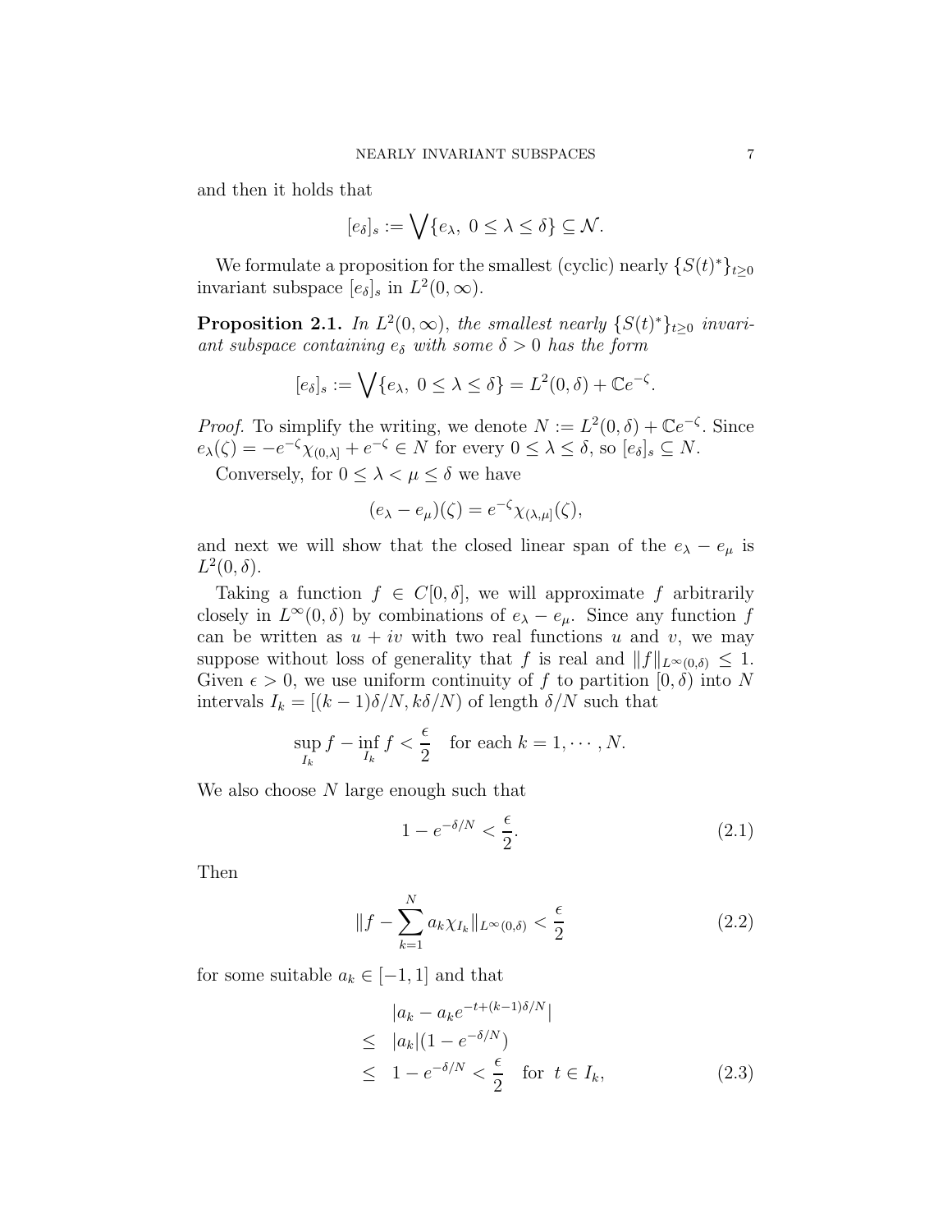and then it holds that

$$[e_\delta]_s := \bigvee\{e_\lambda,\ 0 \le \lambda \le \delta\} \subseteq \mathcal{N}.$$

We formulate a proposition for the smallest (cyclic) nearly $\{S(t)^*\}_{t\ge 0}$ invariant subspace $[e_\delta]_s$ in $L^2(0,\infty)$.

**Proposition 2.1.** *In $L^2(0,\infty)$, the smallest nearly $\{S(t)^*\}_{t\ge 0}$ invariant subspace containing $e_\delta$ with some $\delta > 0$ has the form*

$$[e_\delta]_s := \bigvee\{e_\lambda,\ 0 \le \lambda \le \delta\} = L^2(0,\delta) + \mathbb{C}e^{-\zeta}.$$

*Proof.* To simplify the writing, we denote $N := L^2(0,\delta) + \mathbb{C}e^{-\zeta}$. Since $e_\lambda(\zeta) = -e^{-\zeta}\chi_{(0,\lambda]} + e^{-\zeta} \in N$ for every $0 \le \lambda \le \delta$, so $[e_\delta]_s \subseteq N$.

Conversely, for $0 \le \lambda < \mu \le \delta$ we have

$$(e_\lambda - e_\mu)(\zeta) = e^{-\zeta}\chi_{(\lambda,\mu]}(\zeta),$$

and next we will show that the closed linear span of the $e_\lambda - e_\mu$ is $L^2(0,\delta)$.

Taking a function $f \in C[0,\delta]$, we will approximate $f$ arbitrarily closely in $L^\infty(0,\delta)$ by combinations of $e_\lambda - e_\mu$. Since any function $f$ can be written as $u + iv$ with two real functions $u$ and $v$, we may suppose without loss of generality that $f$ is real and $\|f\|_{L^\infty(0,\delta)} \le 1$. Given $\epsilon > 0$, we use uniform continuity of $f$ to partition $[0,\delta)$ into $N$ intervals $I_k = [(k-1)\delta/N, k\delta/N)$ of length $\delta/N$ such that

$$\sup_{I_k} f - \inf_{I_k} f < \frac{\epsilon}{2} \quad \text{for each } k = 1, \cdots, N.$$

We also choose $N$ large enough such that

$$1 - e^{-\delta/N} < \frac{\epsilon}{2}. \tag{2.1}$$

Then

$$\|f - \sum_{k=1}^{N} a_k \chi_{I_k}\|_{L^\infty(0,\delta)} < \frac{\epsilon}{2} \tag{2.2}$$

for some suitable $a_k \in [-1,1]$ and that

$$\begin{aligned} & |a_k - a_k e^{-t+(k-1)\delta/N}| \\ \le\ & |a_k|(1 - e^{-\delta/N}) \\ \le\ & 1 - e^{-\delta/N} < \frac{\epsilon}{2} \quad \text{for } t \in I_k, \end{aligned} \tag{2.3}$$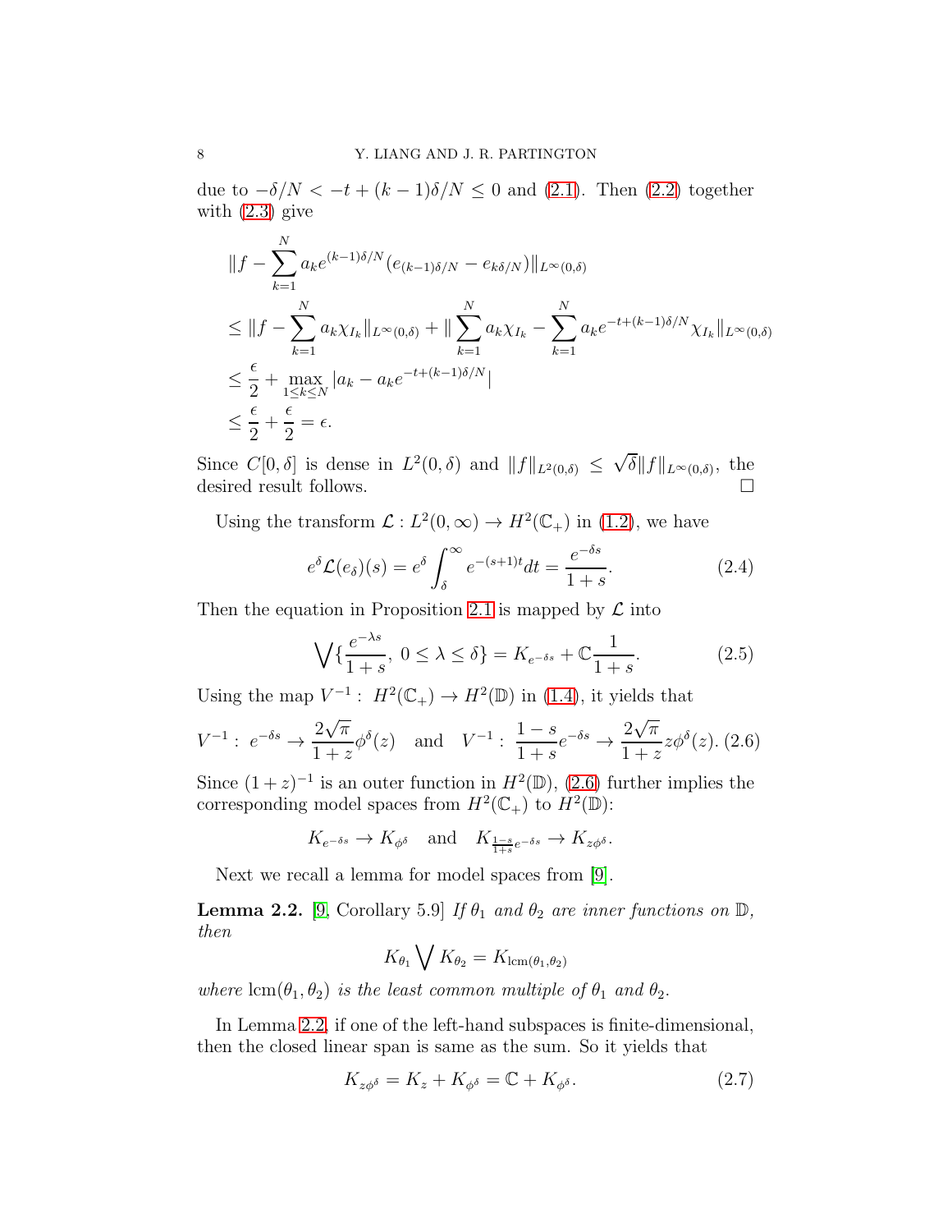due to $-\delta/N < -t + (k-1)\delta/N \leq 0$ and (2.1). Then (2.2) together with (2.3) give

$$
\begin{aligned}
&\|f - \sum_{k=1}^{N} a_k e^{(k-1)\delta/N}(e_{(k-1)\delta/N} - e_{k\delta/N})\|_{L^\infty(0,\delta)} \\
&\leq \|f - \sum_{k=1}^{N} a_k \chi_{I_k}\|_{L^\infty(0,\delta)} + \|\sum_{k=1}^{N} a_k \chi_{I_k} - \sum_{k=1}^{N} a_k e^{-t+(k-1)\delta/N}\chi_{I_k}\|_{L^\infty(0,\delta)} \\
&\leq \frac{\epsilon}{2} + \max_{1\leq k\leq N} |a_k - a_k e^{-t+(k-1)\delta/N}| \\
&\leq \frac{\epsilon}{2} + \frac{\epsilon}{2} = \epsilon.
\end{aligned}
$$

Since $C[0,\delta]$ is dense in $L^2(0,\delta)$ and $\|f\|_{L^2(0,\delta)} \leq \sqrt{\delta}\|f\|_{L^\infty(0,\delta)}$, the desired result follows. □

Using the transform $\mathcal{L} : L^2(0,\infty) \to H^2(\mathbb{C}_+)$ in (1.2), we have

$$
e^\delta \mathcal{L}(e_\delta)(s) = e^\delta \int_\delta^\infty e^{-(s+1)t} dt = \frac{e^{-\delta s}}{1+s}. \tag{2.4}
$$

Then the equation in Proposition 2.1 is mapped by $\mathcal{L}$ into

$$
\bigvee\{\frac{e^{-\lambda s}}{1+s},\ 0 \leq \lambda \leq \delta\} = K_{e^{-\delta s}} + \mathbb{C}\frac{1}{1+s}. \tag{2.5}
$$

Using the map $V^{-1} :\ H^2(\mathbb{C}_+) \to H^2(\mathbb{D})$ in (1.4), it yields that

$$
V^{-1} :\ e^{-\delta s} \to \frac{2\sqrt{\pi}}{1+z}\phi^\delta(z) \quad \text{and} \quad V^{-1} :\ \frac{1-s}{1+s}e^{-\delta s} \to \frac{2\sqrt{\pi}}{1+z} z\phi^\delta(z). \tag{2.6}
$$

Since $(1+z)^{-1}$ is an outer function in $H^2(\mathbb{D})$, (2.6) further implies the corresponding model spaces from $H^2(\mathbb{C}_+)$ to $H^2(\mathbb{D})$:

$$
K_{e^{-\delta s}} \to K_{\phi^\delta} \quad \text{and} \quad K_{\frac{1-s}{1+s}e^{-\delta s}} \to K_{z\phi^\delta}.
$$

Next we recall a lemma for model spaces from [9].

**Lemma 2.2.** [9, Corollary 5.9] *If $\theta_1$ and $\theta_2$ are inner functions on $\mathbb{D}$, then*

$$
K_{\theta_1} \bigvee K_{\theta_2} = K_{\mathrm{lcm}(\theta_1,\theta_2)}
$$

*where $\mathrm{lcm}(\theta_1, \theta_2)$ is the least common multiple of $\theta_1$ and $\theta_2$.*

In Lemma 2.2, if one of the left-hand subspaces is finite-dimensional, then the closed linear span is same as the sum. So it yields that

$$
K_{z\phi^\delta} = K_z + K_{\phi^\delta} = \mathbb{C} + K_{\phi^\delta}. \tag{2.7}
$$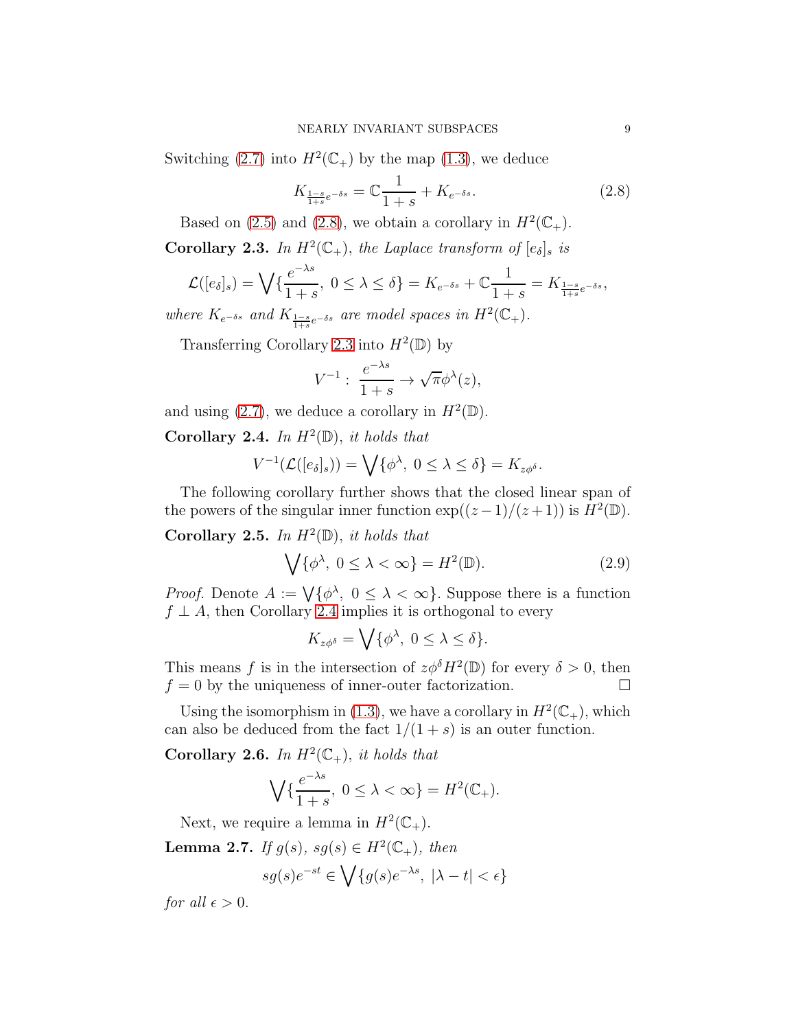Switching (2.7) into $H^2(\mathbb{C}_+)$ by the map (1.3), we deduce

$$K_{\frac{1-s}{1+s}e^{-\delta s}} = \mathbb{C}\frac{1}{1+s} + K_{e^{-\delta s}}. \tag{2.8}$$

Based on (2.5) and (2.8), we obtain a corollary in $H^2(\mathbb{C}_+)$.

**Corollary 2.3.** *In $H^2(\mathbb{C}_+)$, the Laplace transform of $[e_\delta]_s$ is*

$$\mathcal{L}([e_\delta]_s) = \bigvee\{\frac{e^{-\lambda s}}{1+s},\ 0 \leq \lambda \leq \delta\} = K_{e^{-\delta s}} + \mathbb{C}\frac{1}{1+s} = K_{\frac{1-s}{1+s}e^{-\delta s}},$$

*where $K_{e^{-\delta s}}$ and $K_{\frac{1-s}{1+s}e^{-\delta s}}$ are model spaces in $H^2(\mathbb{C}_+)$.*

Transferring Corollary 2.3 into $H^2(\mathbb{D})$ by

$$V^{-1}:\ \frac{e^{-\lambda s}}{1+s} \to \sqrt{\pi}\phi^\lambda(z),$$

and using (2.7), we deduce a corollary in $H^2(\mathbb{D})$.

**Corollary 2.4.** *In $H^2(\mathbb{D})$, it holds that*

$$V^{-1}(\mathcal{L}([e_\delta]_s)) = \bigvee\{\phi^\lambda,\ 0 \leq \lambda \leq \delta\} = K_{z\phi^\delta}.$$

The following corollary further shows that the closed linear span of the powers of the singular inner function $\exp((z-1)/(z+1))$ is $H^2(\mathbb{D})$.

**Corollary 2.5.** *In $H^2(\mathbb{D})$, it holds that*

$$\bigvee\{\phi^\lambda,\ 0 \leq \lambda < \infty\} = H^2(\mathbb{D}). \tag{2.9}$$

*Proof.* Denote $A := \bigvee\{\phi^\lambda,\ 0 \leq \lambda < \infty\}$. Suppose there is a function $f \perp A$, then Corollary 2.4 implies it is orthogonal to every

$$K_{z\phi^\delta} = \bigvee\{\phi^\lambda,\ 0 \leq \lambda \leq \delta\}.$$

This means $f$ is in the intersection of $z\phi^\delta H^2(\mathbb{D})$ for every $\delta > 0$, then $f = 0$ by the uniqueness of inner-outer factorization. $\square$

Using the isomorphism in (1.3), we have a corollary in $H^2(\mathbb{C}_+)$, which can also be deduced from the fact $1/(1+s)$ is an outer function.

**Corollary 2.6.** *In $H^2(\mathbb{C}_+)$, it holds that*

$$\bigvee\{\frac{e^{-\lambda s}}{1+s},\ 0 \leq \lambda < \infty\} = H^2(\mathbb{C}_+).$$

Next, we require a lemma in $H^2(\mathbb{C}_+)$.

**Lemma 2.7.** *If $g(s)$, $sg(s) \in H^2(\mathbb{C}_+)$, then*

$$sg(s)e^{-st} \in \bigvee\{g(s)e^{-\lambda s},\ |\lambda - t| < \epsilon\}$$

*for all $\epsilon > 0$.*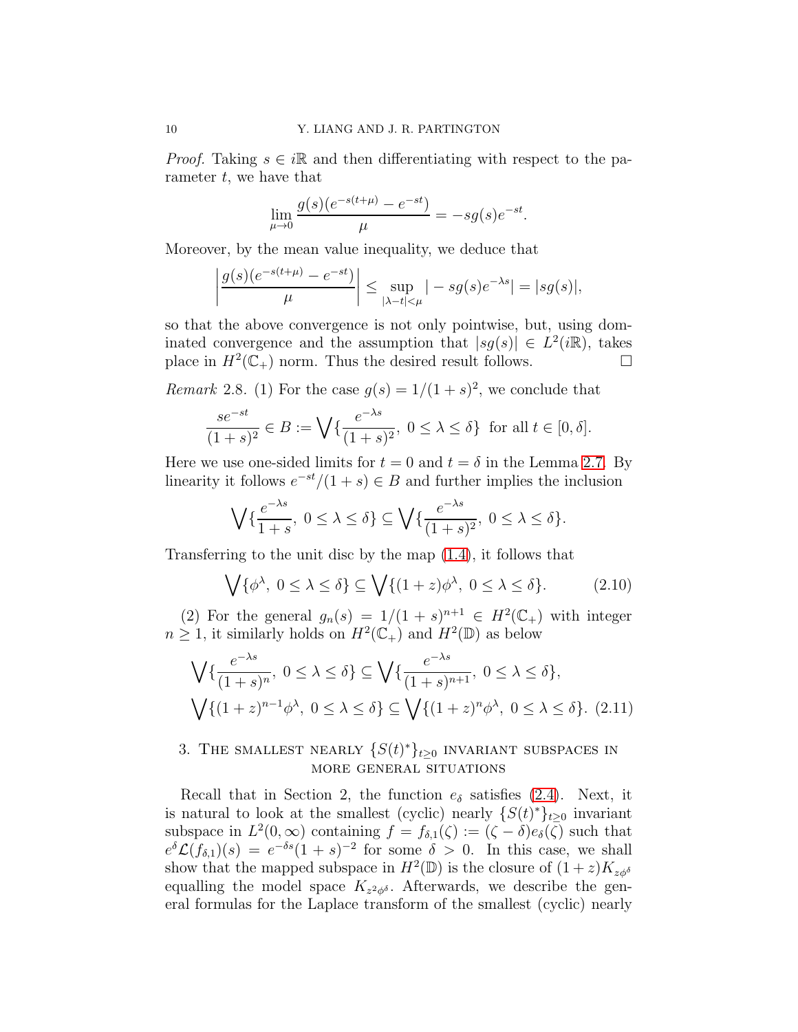*Proof.* Taking $s \in i\mathbb{R}$ and then differentiating with respect to the parameter $t$, we have that

$$\lim_{\mu \to 0} \frac{g(s)(e^{-s(t+\mu)} - e^{-st})}{\mu} = -sg(s)e^{-st}.$$

Moreover, by the mean value inequality, we deduce that

$$\left| \frac{g(s)(e^{-s(t+\mu)} - e^{-st})}{\mu} \right| \leq \sup_{|\lambda - t| < \mu} |-sg(s)e^{-\lambda s}| = |sg(s)|,$$

so that the above convergence is not only pointwise, but, using dominated convergence and the assumption that $|sg(s)| \in L^2(i\mathbb{R})$, takes place in $H^2(\mathbb{C}_+)$ norm. Thus the desired result follows. $\square$

*Remark* 2.8. (1) For the case $g(s) = 1/(1+s)^2$, we conclude that

$$\frac{se^{-st}}{(1+s)^2} \in B := \bigvee \{ \frac{e^{-\lambda s}}{(1+s)^2}, \ 0 \leq \lambda \leq \delta \} \text{ for all } t \in [0, \delta].$$

Here we use one-sided limits for $t = 0$ and $t = \delta$ in the Lemma 2.7. By linearity it follows $e^{-st}/(1+s) \in B$ and further implies the inclusion

$$\bigvee \{ \frac{e^{-\lambda s}}{1+s}, \ 0 \leq \lambda \leq \delta \} \subseteq \bigvee \{ \frac{e^{-\lambda s}}{(1+s)^2}, \ 0 \leq \lambda \leq \delta \}.$$

Transferring to the unit disc by the map (1.4), it follows that

$$\bigvee \{ \phi^\lambda, \ 0 \leq \lambda \leq \delta \} \subseteq \bigvee \{ (1+z)\phi^\lambda, \ 0 \leq \lambda \leq \delta \}. \tag{2.10}$$

(2) For the general $g_n(s) = 1/(1+s)^{n+1} \in H^2(\mathbb{C}_+)$ with integer $n \geq 1$, it similarly holds on $H^2(\mathbb{C}_+)$ and $H^2(\mathbb{D})$ as below

$$\bigvee \{ \frac{e^{-\lambda s}}{(1+s)^n}, \ 0 \leq \lambda \leq \delta \} \subseteq \bigvee \{ \frac{e^{-\lambda s}}{(1+s)^{n+1}}, \ 0 \leq \lambda \leq \delta \},$$

$$\bigvee \{ (1+z)^{n-1}\phi^\lambda, \ 0 \leq \lambda \leq \delta \} \subseteq \bigvee \{ (1+z)^n \phi^\lambda, \ 0 \leq \lambda \leq \delta \}. \tag{2.11}$$

## 3. The smallest nearly $\{S(t)^*\}_{t \geq 0}$ invariant subspaces in more general situations

Recall that in Section 2, the function $e_\delta$ satisfies (2.4). Next, it is natural to look at the smallest (cyclic) nearly $\{S(t)^*\}_{t \geq 0}$ invariant subspace in $L^2(0, \infty)$ containing $f = f_{\delta,1}(\zeta) := (\zeta - \delta)e_\delta(\zeta)$ such that $e^\delta \mathcal{L}(f_{\delta,1})(s) = e^{-\delta s}(1+s)^{-2}$ for some $\delta > 0$. In this case, we shall show that the mapped subspace in $H^2(\mathbb{D})$ is the closure of $(1+z)K_{z\phi^\delta}$ equalling the model space $K_{z^2\phi^\delta}$. Afterwards, we describe the general formulas for the Laplace transform of the smallest (cyclic) nearly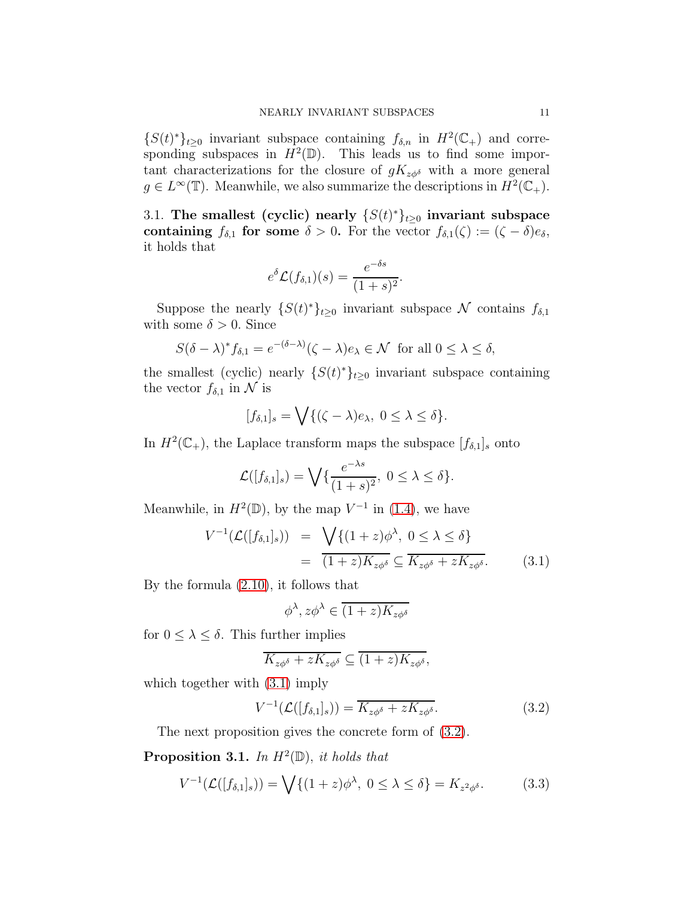$\{S(t)^*\}_{t\geq 0}$ invariant subspace containing $f_{\delta,n}$ in $H^2(\mathbb{C}_+)$ and corresponding subspaces in $H^2(\mathbb{D})$. This leads us to find some important characterizations for the closure of $gK_{z\phi^\delta}$ with a more general $g \in L^\infty(\mathbb{T})$. Meanwhile, we also summarize the descriptions in $H^2(\mathbb{C}_+)$.

3.1. **The smallest (cyclic) nearly $\{S(t)^*\}_{t\geq 0}$ invariant subspace containing $f_{\delta,1}$ for some $\delta > 0$.** For the vector $f_{\delta,1}(\zeta) := (\zeta - \delta)e_\delta$, it holds that

$$e^\delta \mathcal{L}(f_{\delta,1})(s) = \frac{e^{-\delta s}}{(1+s)^2}.$$

Suppose the nearly $\{S(t)^*\}_{t\geq 0}$ invariant subspace $\mathcal{N}$ contains $f_{\delta,1}$ with some $\delta > 0$. Since

$$S(\delta - \lambda)^* f_{\delta,1} = e^{-(\delta-\lambda)}(\zeta - \lambda)e_\lambda \in \mathcal{N} \text{ for all } 0 \leq \lambda \leq \delta,$$

the smallest (cyclic) nearly $\{S(t)^*\}_{t\geq 0}$ invariant subspace containing the vector $f_{\delta,1}$ in $\mathcal{N}$ is

$$[f_{\delta,1}]_s = \bigvee\{(\zeta - \lambda)e_\lambda,\ 0 \leq \lambda \leq \delta\}.$$

In $H^2(\mathbb{C}_+)$, the Laplace transform maps the subspace $[f_{\delta,1}]_s$ onto

$$\mathcal{L}([f_{\delta,1}]_s) = \bigvee\{\frac{e^{-\lambda s}}{(1+s)^2},\ 0 \leq \lambda \leq \delta\}.$$

Meanwhile, in $H^2(\mathbb{D})$, by the map $V^{-1}$ in (1.4), we have

$$\begin{aligned} V^{-1}(\mathcal{L}([f_{\delta,1}]_s)) &= \bigvee\{(1+z)\phi^\lambda,\ 0 \leq \lambda \leq \delta\} \\ &= \overline{(1+z)K_{z\phi^\delta}} \subseteq \overline{K_{z\phi^\delta} + zK_{z\phi^\delta}}. \end{aligned} \tag{3.1}$$

By the formula (2.10), it follows that

$$\phi^\lambda, z\phi^\lambda \in \overline{(1+z)K_{z\phi^\delta}}$$

for $0 \leq \lambda \leq \delta$. This further implies

$$\overline{K_{z\phi^\delta} + zK_{z\phi^\delta}} \subseteq \overline{(1+z)K_{z\phi^\delta}},$$

which together with (3.1) imply

$$V^{-1}(\mathcal{L}([f_{\delta,1}]_s)) = \overline{K_{z\phi^\delta} + zK_{z\phi^\delta}}. \tag{3.2}$$

The next proposition gives the concrete form of (3.2).

**Proposition 3.1.** *In $H^2(\mathbb{D})$, it holds that*

$$V^{-1}(\mathcal{L}([f_{\delta,1}]_s)) = \bigvee\{(1+z)\phi^\lambda,\ 0 \leq \lambda \leq \delta\} = K_{z^2\phi^\delta}. \tag{3.3}$$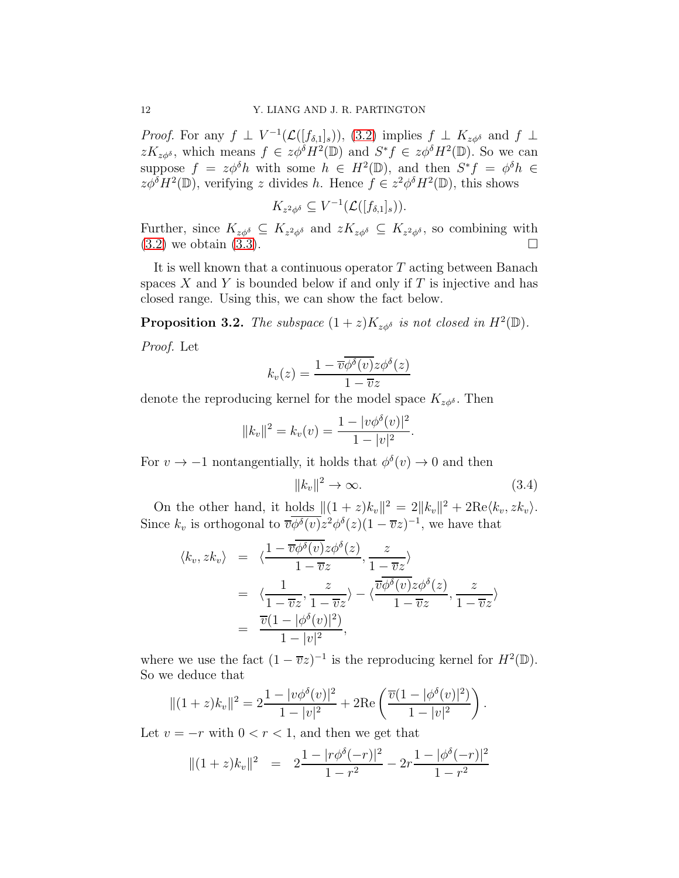*Proof.* For any $f \perp V^{-1}(\mathcal{L}([f_{\delta,1}]_s))$, (3.2) implies $f \perp K_{z\phi^\delta}$ and $f \perp zK_{z\phi^\delta}$, which means $f \in z\phi^\delta H^2(\mathbb{D})$ and $S^*f \in z\phi^\delta H^2(\mathbb{D})$. So we can suppose $f = z\phi^\delta h$ with some $h \in H^2(\mathbb{D})$, and then $S^*f = \phi^\delta h \in z\phi^\delta H^2(\mathbb{D})$, verifying $z$ divides $h$. Hence $f \in z^2\phi^\delta H^2(\mathbb{D})$, this shows

$$K_{z^2\phi^\delta} \subseteq V^{-1}(\mathcal{L}([f_{\delta,1}]_s)).$$

Further, since $K_{z\phi^\delta} \subseteq K_{z^2\phi^\delta}$ and $zK_{z\phi^\delta} \subseteq K_{z^2\phi^\delta}$, so combining with (3.2) we obtain (3.3). $\square$

It is well known that a continuous operator $T$ acting between Banach spaces $X$ and $Y$ is bounded below if and only if $T$ is injective and has closed range. Using this, we can show the fact below.

**Proposition 3.2.** *The subspace $(1+z)K_{z\phi^\delta}$ is not closed in $H^2(\mathbb{D})$.*

*Proof.* Let

$$k_v(z) = \frac{1 - \overline{v}\overline{\phi^\delta(v)}z\phi^\delta(z)}{1 - \overline{v}z}$$

denote the reproducing kernel for the model space $K_{z\phi^\delta}$. Then

$$\|k_v\|^2 = k_v(v) = \frac{1 - |v\phi^\delta(v)|^2}{1 - |v|^2}.$$

For $v \to -1$ nontangentially, it holds that $\phi^\delta(v) \to 0$ and then

$$\|k_v\|^2 \to \infty. \tag{3.4}$$

On the other hand, it holds $\|(1+z)k_v\|^2 = 2\|k_v\|^2 + 2\mathrm{Re}\langle k_v, zk_v\rangle$. Since $k_v$ is orthogonal to $\overline{v}\overline{\phi^\delta(v)}z^2\phi^\delta(z)(1-\overline{v}z)^{-1}$, we have that

$$\begin{aligned}
\langle k_v, zk_v\rangle &= \langle \frac{1 - \overline{v}\overline{\phi^\delta(v)}z\phi^\delta(z)}{1 - \overline{v}z}, \frac{z}{1 - \overline{v}z}\rangle \\
&= \langle \frac{1}{1 - \overline{v}z}, \frac{z}{1 - \overline{v}z}\rangle - \langle \frac{\overline{v}\overline{\phi^\delta(v)}z\phi^\delta(z)}{1 - \overline{v}z}, \frac{z}{1 - \overline{v}z}\rangle \\
&= \frac{\overline{v}(1 - |\phi^\delta(v)|^2)}{1 - |v|^2},
\end{aligned}$$

where we use the fact $(1-\overline{v}z)^{-1}$ is the reproducing kernel for $H^2(\mathbb{D})$. So we deduce that

$$\|(1+z)k_v\|^2 = 2\frac{1 - |v\phi^\delta(v)|^2}{1 - |v|^2} + 2\mathrm{Re}\left(\frac{\overline{v}(1 - |\phi^\delta(v)|^2)}{1 - |v|^2}\right).$$

Let $v = -r$ with $0 < r < 1$, and then we get that

$$\|(1+z)k_v\|^2 \;=\; 2\frac{1 - |r\phi^\delta(-r)|^2}{1 - r^2} - 2r\frac{1 - |\phi^\delta(-r)|^2}{1 - r^2}$$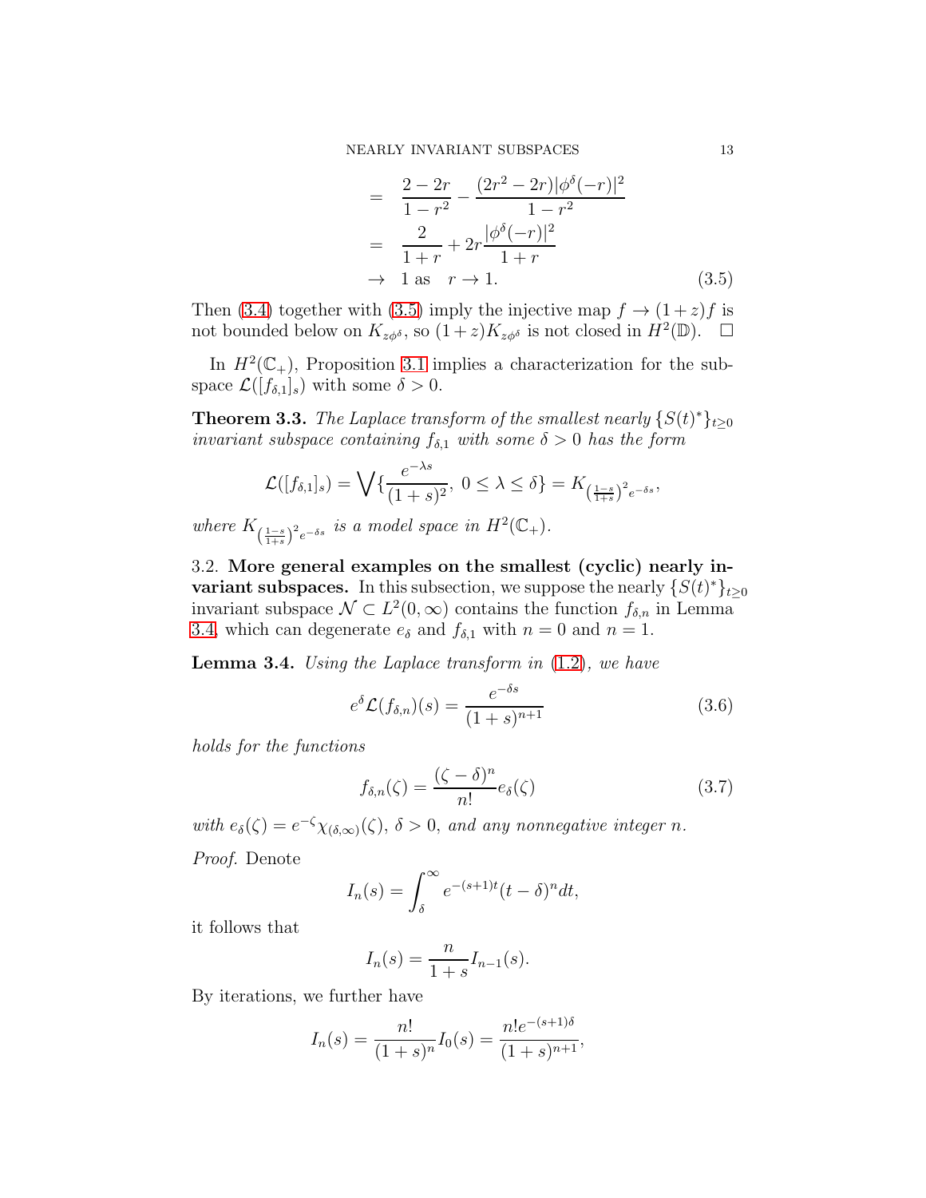$$
\begin{aligned}
&= \frac{2-2r}{1-r^2} - \frac{(2r^2-2r)|\phi^\delta(-r)|^2}{1-r^2} \\
&= \frac{2}{1+r} + 2r\frac{|\phi^\delta(-r)|^2}{1+r} \\
&\to 1 \text{ as } \quad r \to 1. \qquad (3.5)
\end{aligned}
$$

Then (3.4) together with (3.5) imply the injective map $f \to (1+z)f$ is not bounded below on $K_{z\phi^\delta}$, so $(1+z)K_{z\phi^\delta}$ is not closed in $H^2(\mathbb{D})$. $\square$

In $H^2(\mathbb{C}_+)$, Proposition 3.1 implies a characterization for the subspace $\mathcal{L}([f_{\delta,1}]_s)$ with some $\delta > 0$.

**Theorem 3.3.** *The Laplace transform of the smallest nearly $\{S(t)^*\}_{t\geq 0}$ invariant subspace containing $f_{\delta,1}$ with some $\delta > 0$ has the form*

$$
\mathcal{L}([f_{\delta,1}]_s) = \bigvee\{\frac{e^{-\lambda s}}{(1+s)^2},\ 0 \leq \lambda \leq \delta\} = K_{\left(\frac{1-s}{1+s}\right)^2 e^{-\delta s}},
$$

*where $K_{\left(\frac{1-s}{1+s}\right)^2 e^{-\delta s}}$ is a model space in $H^2(\mathbb{C}_+)$.*

3.2. **More general examples on the smallest (cyclic) nearly invariant subspaces.** In this subsection, we suppose the nearly $\{S(t)^*\}_{t\geq 0}$ invariant subspace $\mathcal{N} \subset L^2(0,\infty)$ contains the function $f_{\delta,n}$ in Lemma 3.4, which can degenerate $e_\delta$ and $f_{\delta,1}$ with $n=0$ and $n=1$.

**Lemma 3.4.** *Using the Laplace transform in (1.2), we have*

$$
e^\delta \mathcal{L}(f_{\delta,n})(s) = \frac{e^{-\delta s}}{(1+s)^{n+1}} \qquad (3.6)
$$

*holds for the functions*

$$
f_{\delta,n}(\zeta) = \frac{(\zeta-\delta)^n}{n!} e_\delta(\zeta) \qquad (3.7)
$$

*with $e_\delta(\zeta) = e^{-\zeta}\chi_{(\delta,\infty)}(\zeta)$, $\delta > 0$, and any nonnegative integer $n$.*

*Proof.* Denote

$$
I_n(s) = \int_\delta^\infty e^{-(s+1)t}(t-\delta)^n dt,
$$

it follows that

$$
I_n(s) = \frac{n}{1+s} I_{n-1}(s).
$$

By iterations, we further have

$$
I_n(s) = \frac{n!}{(1+s)^n} I_0(s) = \frac{n! e^{-(s+1)\delta}}{(1+s)^{n+1}},
$$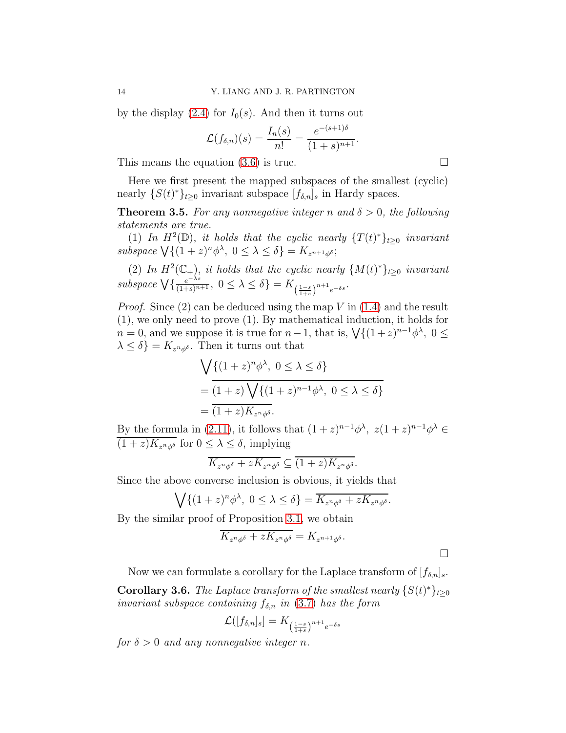by the display (2.4) for $I_0(s)$. And then it turns out

$$\mathcal{L}(f_{\delta,n})(s) = \frac{I_n(s)}{n!} = \frac{e^{-(s+1)\delta}}{(1+s)^{n+1}}.$$

This means the equation (3.6) is true. □

Here we first present the mapped subspaces of the smallest (cyclic) nearly $\{S(t)^*\}_{t\geq 0}$ invariant subspace $[f_{\delta,n}]_s$ in Hardy spaces.

**Theorem 3.5.** *For any nonnegative integer $n$ and $\delta > 0$, the following statements are true.*

*(1) In $H^2(\mathbb{D})$, it holds that the cyclic nearly $\{T(t)^*\}_{t\geq 0}$ invariant subspace $\bigvee\{(1+z)^n\phi^\lambda,\ 0 \leq \lambda \leq \delta\} = K_{z^{n+1}\phi^\delta}$;*

*(2) In $H^2(\mathbb{C}_+)$, it holds that the cyclic nearly $\{M(t)^*\}_{t\geq 0}$ invariant subspace $\bigvee\{\frac{e^{-\lambda s}}{(1+s)^{n+1}},\ 0 \leq \lambda \leq \delta\} = K_{\left(\frac{1-s}{1+s}\right)^{n+1}e^{-\delta s}}$.*

*Proof.* Since (2) can be deduced using the map $V$ in (1.4) and the result (1), we only need to prove (1). By mathematical induction, it holds for $n = 0$, and we suppose it is true for $n-1$, that is, $\bigvee\{(1+z)^{n-1}\phi^\lambda,\ 0 \leq \lambda \leq \delta\} = K_{z^n\phi^\delta}$. Then it turns out that

$$\begin{aligned}
&\bigvee\{(1+z)^n\phi^\lambda,\ 0 \leq \lambda \leq \delta\} \\
&= \overline{(1+z)\bigvee\{(1+z)^{n-1}\phi^\lambda,\ 0 \leq \lambda \leq \delta\}} \\
&= \overline{(1+z)K_{z^n\phi^\delta}}.
\end{aligned}$$

By the formula in (2.11), it follows that $(1+z)^{n-1}\phi^\lambda,\ z(1+z)^{n-1}\phi^\lambda \in \overline{(1+z)K_{z^n\phi^\delta}}$ for $0 \leq \lambda \leq \delta$, implying

$$\overline{K_{z^n\phi^\delta} + zK_{z^n\phi^\delta}} \subseteq \overline{(1+z)K_{z^n\phi^\delta}}.$$

Since the above converse inclusion is obvious, it yields that

$$\bigvee\{(1+z)^n\phi^\lambda,\ 0 \leq \lambda \leq \delta\} = \overline{K_{z^n\phi^\delta} + zK_{z^n\phi^\delta}}.$$

By the similar proof of Proposition 3.1, we obtain

$$\overline{K_{z^n\phi^\delta} + zK_{z^n\phi^\delta}} = K_{z^{n+1}\phi^\delta}.$$

□

Now we can formulate a corollary for the Laplace transform of $[f_{\delta,n}]_s$.

**Corollary 3.6.** *The Laplace transform of the smallest nearly $\{S(t)^*\}_{t\geq 0}$ invariant subspace containing $f_{\delta,n}$ in (3.7) has the form*

$$\mathcal{L}([f_{\delta,n}]_s) = K_{\left(\frac{1-s}{1+s}\right)^{n+1}e^{-\delta s}}$$

*for $\delta > 0$ and any nonnegative integer $n$.*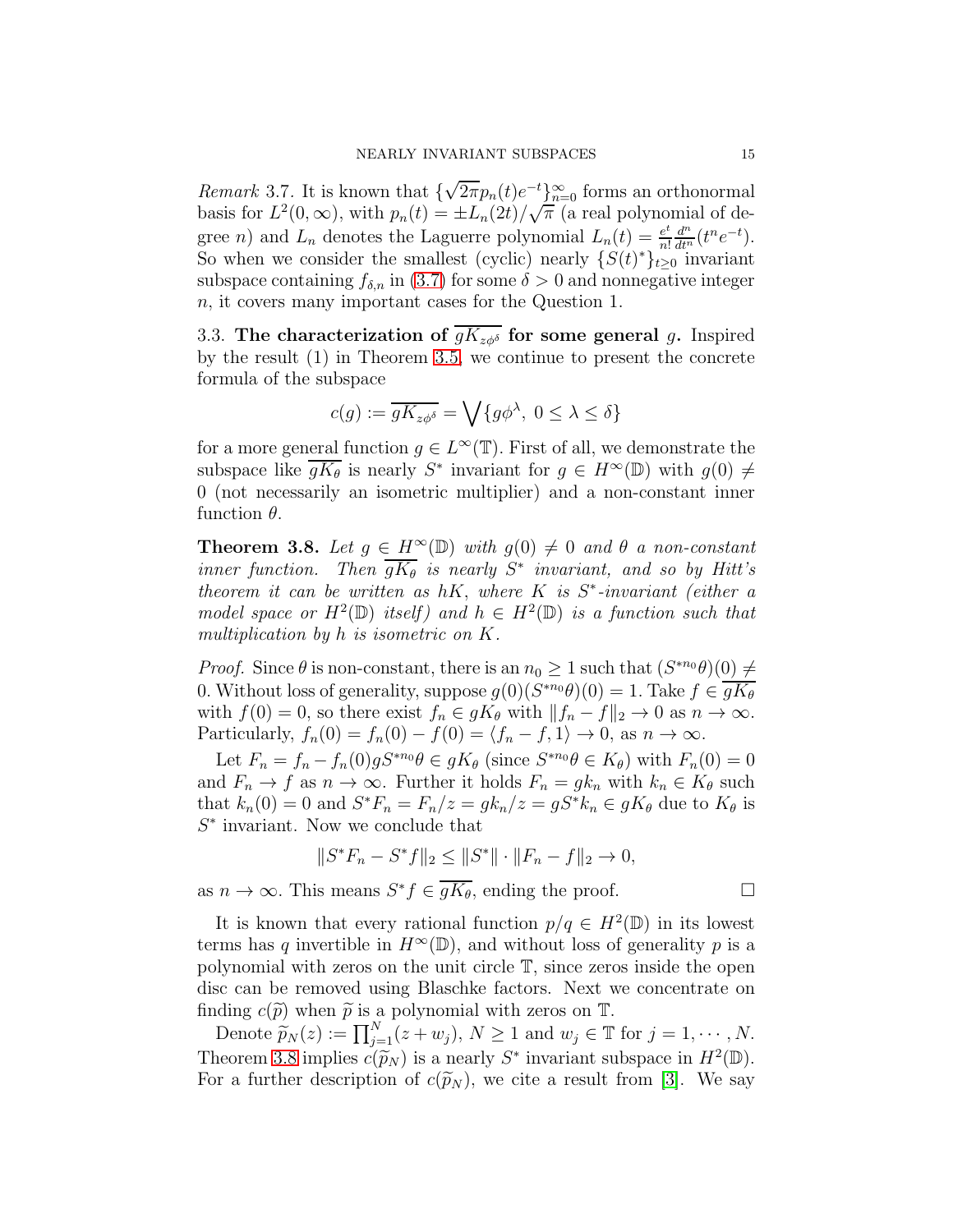*Remark* 3.7. It is known that $\{\sqrt{2\pi}p_n(t)e^{-t}\}_{n=0}^{\infty}$ forms an orthonormal basis for $L^2(0,\infty)$, with $p_n(t) = \pm L_n(2t)/\sqrt{\pi}$ (a real polynomial of degree $n$) and $L_n$ denotes the Laguerre polynomial $L_n(t) = \frac{e^t}{n!}\frac{d^n}{dt^n}(t^n e^{-t})$. So when we consider the smallest (cyclic) nearly $\{S(t)^*\}_{t\geq 0}$ invariant subspace containing $f_{\delta,n}$ in (3.7) for some $\delta > 0$ and nonnegative integer $n$, it covers many important cases for the Question 1.

### 3.3. The characterization of $\overline{gK_{z\phi^\delta}}$ for some general $g$.

Inspired by the result (1) in Theorem 3.5, we continue to present the concrete formula of the subspace

$$c(g) := \overline{gK_{z\phi^\delta}} = \bigvee\{g\phi^\lambda,\ 0 \leq \lambda \leq \delta\}$$

for a more general function $g \in L^\infty(\mathbb{T})$. First of all, we demonstrate the subspace like $\overline{gK_\theta}$ is nearly $S^*$ invariant for $g \in H^\infty(\mathbb{D})$ with $g(0) \neq 0$ (not necessarily an isometric multiplier) and a non-constant inner function $\theta$.

**Theorem 3.8.** *Let $g \in H^\infty(\mathbb{D})$ with $g(0) \neq 0$ and $\theta$ a non-constant inner function. Then $\overline{gK_\theta}$ is nearly $S^*$ invariant, and so by Hitt's theorem it can be written as $hK$, where $K$ is $S^*$-invariant (either a model space or $H^2(\mathbb{D})$ itself) and $h \in H^2(\mathbb{D})$ is a function such that multiplication by $h$ is isometric on $K$.*

*Proof.* Since $\theta$ is non-constant, there is an $n_0 \geq 1$ such that $(S^{*n_0}\theta)(0) \neq 0$. Without loss of generality, suppose $g(0)(S^{*n_0}\theta)(0) = 1$. Take $f \in \overline{gK_\theta}$ with $f(0) = 0$, so there exist $f_n \in gK_\theta$ with $\|f_n - f\|_2 \to 0$ as $n \to \infty$. Particularly, $f_n(0) = f_n(0) - f(0) = \langle f_n - f, 1\rangle \to 0$, as $n \to \infty$.

Let $F_n = f_n - f_n(0)gS^{*n_0}\theta \in gK_\theta$ (since $S^{*n_0}\theta \in K_\theta$) with $F_n(0) = 0$ and $F_n \to f$ as $n \to \infty$. Further it holds $F_n = gk_n$ with $k_n \in K_\theta$ such that $k_n(0) = 0$ and $S^*F_n = F_n/z = gk_n/z = gS^*k_n \in gK_\theta$ due to $K_\theta$ is $S^*$ invariant. Now we conclude that

$$\|S^*F_n - S^*f\|_2 \leq \|S^*\| \cdot \|F_n - f\|_2 \to 0,$$

as $n \to \infty$. This means $S^*f \in \overline{gK_\theta}$, ending the proof. $\square$

It is known that every rational function $p/q \in H^2(\mathbb{D})$ in its lowest terms has $q$ invertible in $H^\infty(\mathbb{D})$, and without loss of generality $p$ is a polynomial with zeros on the unit circle $\mathbb{T}$, since zeros inside the open disc can be removed using Blaschke factors. Next we concentrate on finding $c(\widetilde{p})$ when $\widetilde{p}$ is a polynomial with zeros on $\mathbb{T}$.

Denote $\widetilde{p}_N(z) := \prod_{j=1}^{N}(z + w_j)$, $N \geq 1$ and $w_j \in \mathbb{T}$ for $j = 1, \cdots, N$. Theorem 3.8 implies $c(\widetilde{p}_N)$ is a nearly $S^*$ invariant subspace in $H^2(\mathbb{D})$. For a further description of $c(\widetilde{p}_N)$, we cite a result from [3]. We say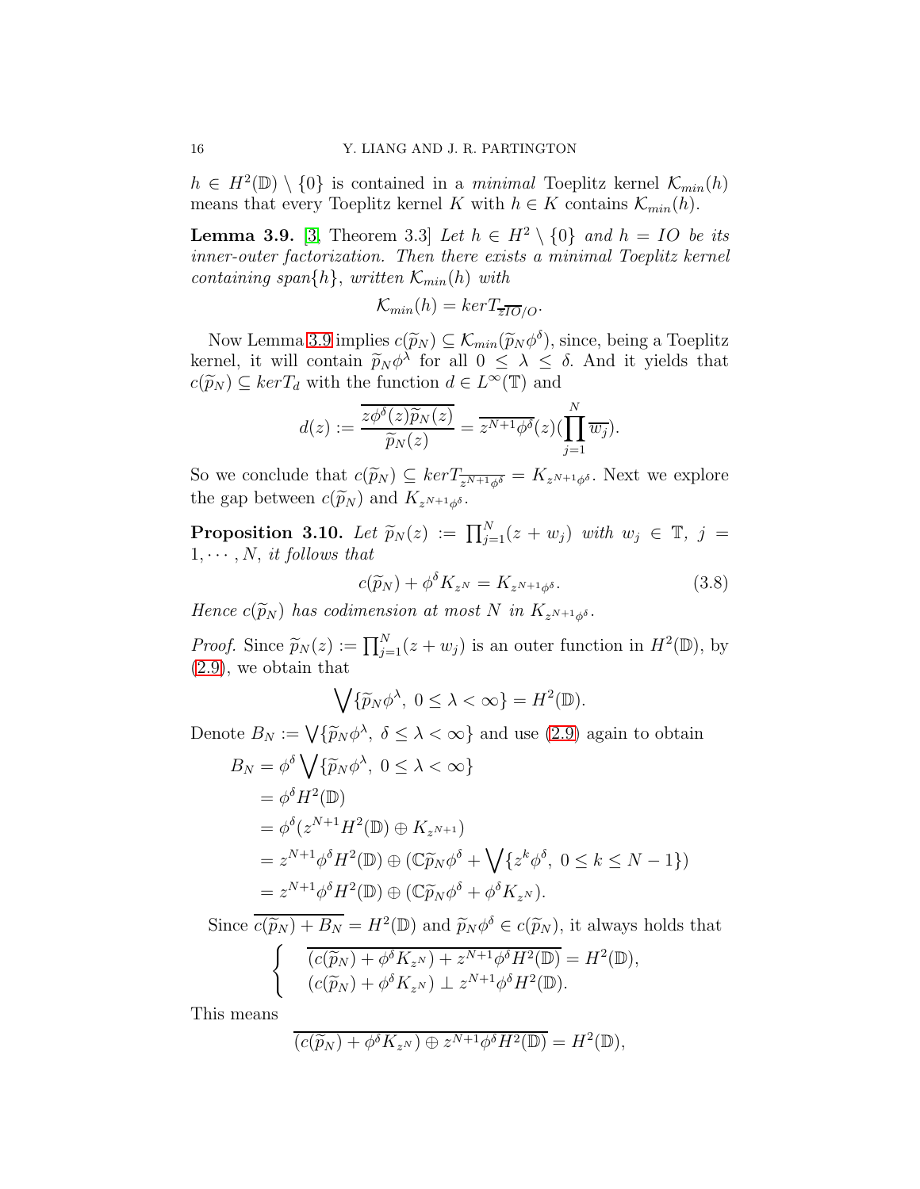$h \in H^2(\mathbb{D}) \setminus \{0\}$ is contained in a *minimal* Toeplitz kernel $\mathcal{K}_{min}(h)$ means that every Toeplitz kernel $K$ with $h \in K$ contains $\mathcal{K}_{min}(h)$.

**Lemma 3.9.** [3, Theorem 3.3] *Let $h \in H^2 \setminus \{0\}$ and $h = IO$ be its inner-outer factorization. Then there exists a minimal Toeplitz kernel containing span$\{h\}$, written $\mathcal{K}_{min}(h)$ with*

$$\mathcal{K}_{min}(h) = ker T_{\overline{zIO}/O}.$$

Now Lemma 3.9 implies $c(\widetilde{p}_N) \subseteq \mathcal{K}_{min}(\widetilde{p}_N \phi^\delta)$, since, being a Toeplitz kernel, it will contain $\widetilde{p}_N \phi^\lambda$ for all $0 \leq \lambda \leq \delta$. And it yields that $c(\widetilde{p}_N) \subseteq ker T_d$ with the function $d \in L^\infty(\mathbb{T})$ and

$$d(z) := \frac{\overline{z\phi^\delta(z)\widetilde{p}_N(z)}}{\widetilde{p}_N(z)} = \overline{z^{N+1}\phi^\delta}(z)(\prod_{j=1}^{N} \overline{w_j}).$$

So we conclude that $c(\widetilde{p}_N) \subseteq ker T_{\overline{z^{N+1}\phi^\delta}} = K_{z^{N+1}\phi^\delta}$. Next we explore the gap between $c(\widetilde{p}_N)$ and $K_{z^{N+1}\phi^\delta}$.

**Proposition 3.10.** *Let $\widetilde{p}_N(z) := \prod_{j=1}^N (z + w_j)$ with $w_j \in \mathbb{T}$, $j = 1, \cdots, N$, it follows that*

$$c(\widetilde{p}_N) + \phi^\delta K_{z^N} = K_{z^{N+1}\phi^\delta}. \tag{3.8}$$

*Hence $c(\widetilde{p}_N)$ has codimension at most $N$ in $K_{z^{N+1}\phi^\delta}$.*

*Proof.* Since $\widetilde{p}_N(z) := \prod_{j=1}^N (z + w_j)$ is an outer function in $H^2(\mathbb{D})$, by (2.9), we obtain that

$$\bigvee \{\widetilde{p}_N \phi^\lambda,\ 0 \leq \lambda < \infty\} = H^2(\mathbb{D}).$$

Denote $B_N := \bigvee \{\widetilde{p}_N \phi^\lambda,\ \delta \leq \lambda < \infty\}$ and use (2.9) again to obtain

$$\begin{aligned}
B_N &= \phi^\delta \bigvee \{\widetilde{p}_N \phi^\lambda,\ 0 \leq \lambda < \infty\} \\
&= \phi^\delta H^2(\mathbb{D}) \\
&= \phi^\delta (z^{N+1} H^2(\mathbb{D}) \oplus K_{z^{N+1}}) \\
&= z^{N+1}\phi^\delta H^2(\mathbb{D}) \oplus (\mathbb{C}\widetilde{p}_N \phi^\delta + \bigvee \{z^k \phi^\delta,\ 0 \leq k \leq N-1\}) \\
&= z^{N+1}\phi^\delta H^2(\mathbb{D}) \oplus (\mathbb{C}\widetilde{p}_N \phi^\delta + \phi^\delta K_{z^N}).
\end{aligned}$$

Since $\overline{c(\widetilde{p}_N) + B_N} = H^2(\mathbb{D})$ and $\widetilde{p}_N \phi^\delta \in c(\widetilde{p}_N)$, it always holds that

$$\begin{cases} \overline{(c(\widetilde{p}_N) + \phi^\delta K_{z^N}) + z^{N+1}\phi^\delta H^2(\mathbb{D})} = H^2(\mathbb{D}), \\ (c(\widetilde{p}_N) + \phi^\delta K_{z^N}) \perp z^{N+1}\phi^\delta H^2(\mathbb{D}). \end{cases}$$

This means

$$\overline{(c(\widetilde{p}_N) + \phi^\delta K_{z^N}) \oplus z^{N+1}\phi^\delta H^2(\mathbb{D})} = H^2(\mathbb{D}),$$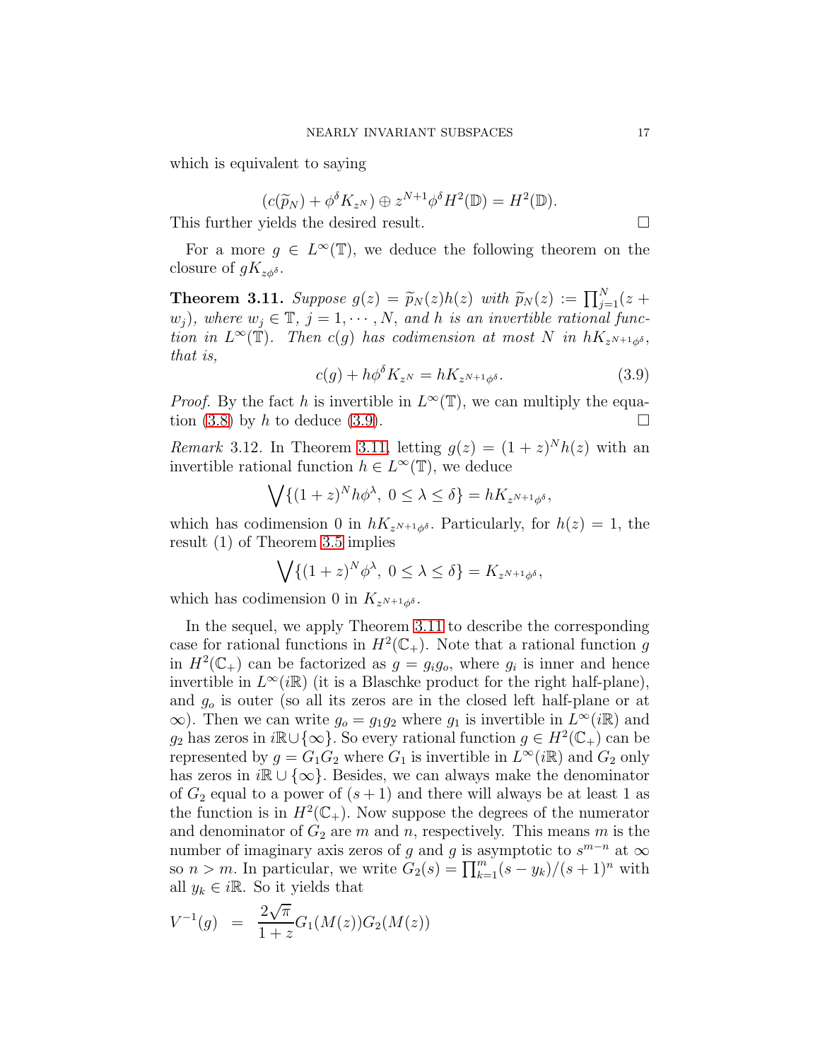which is equivalent to saying

$$(c(\widetilde{p}_N) + \phi^\delta K_{z^N}) \oplus z^{N+1}\phi^\delta H^2(\mathbb{D}) = H^2(\mathbb{D}).$$

This further yields the desired result. $\square$

For a more $g \in L^\infty(\mathbb{T})$, we deduce the following theorem on the closure of $gK_{z\phi^\delta}$.

**Theorem 3.11.** *Suppose $g(z) = \widetilde{p}_N(z)h(z)$ with $\widetilde{p}_N(z) := \prod_{j=1}^N (z + w_j)$, where $w_j \in \mathbb{T}$, $j = 1, \cdots, N$, and $h$ is an invertible rational function in $L^\infty(\mathbb{T})$. Then $c(g)$ has codimension at most $N$ in $hK_{z^{N+1}\phi^\delta}$, that is,*

$$c(g) + h\phi^\delta K_{z^N} = hK_{z^{N+1}\phi^\delta}. \tag{3.9}$$

*Proof.* By the fact $h$ is invertible in $L^\infty(\mathbb{T})$, we can multiply the equation (3.8) by $h$ to deduce (3.9). $\square$

*Remark* 3.12. In Theorem 3.11, letting $g(z) = (1 + z)^N h(z)$ with an invertible rational function $h \in L^\infty(\mathbb{T})$, we deduce

$$\bigvee\{(1 + z)^N h\phi^\lambda,\ 0 \le \lambda \le \delta\} = hK_{z^{N+1}\phi^\delta},$$

which has codimension 0 in $hK_{z^{N+1}\phi^\delta}$. Particularly, for $h(z) = 1$, the result (1) of Theorem 3.5 implies

$$\bigvee\{(1 + z)^N \phi^\lambda,\ 0 \le \lambda \le \delta\} = K_{z^{N+1}\phi^\delta},$$

which has codimension 0 in $K_{z^{N+1}\phi^\delta}$.

In the sequel, we apply Theorem 3.11 to describe the corresponding case for rational functions in $H^2(\mathbb{C}_+)$. Note that a rational function $g$ in $H^2(\mathbb{C}_+)$ can be factorized as $g = g_i g_o$, where $g_i$ is inner and hence invertible in $L^\infty(i\mathbb{R})$ (it is a Blaschke product for the right half-plane), and $g_o$ is outer (so all its zeros are in the closed left half-plane or at $\infty$). Then we can write $g_o = g_1 g_2$ where $g_1$ is invertible in $L^\infty(i\mathbb{R})$ and $g_2$ has zeros in $i\mathbb{R} \cup \{\infty\}$. So every rational function $g \in H^2(\mathbb{C}_+)$ can be represented by $g = G_1 G_2$ where $G_1$ is invertible in $L^\infty(i\mathbb{R})$ and $G_2$ only has zeros in $i\mathbb{R} \cup \{\infty\}$. Besides, we can always make the denominator of $G_2$ equal to a power of $(s + 1)$ and there will always be at least 1 as the function is in $H^2(\mathbb{C}_+)$. Now suppose the degrees of the numerator and denominator of $G_2$ are $m$ and $n$, respectively. This means $m$ is the number of imaginary axis zeros of $g$ and $g$ is asymptotic to $s^{m-n}$ at $\infty$ so $n > m$. In particular, we write $G_2(s) = \prod_{k=1}^m (s - y_k)/(s + 1)^n$ with all $y_k \in i\mathbb{R}$. So it yields that

$$V^{-1}(g) \;=\; \frac{2\sqrt{\pi}}{1 + z} G_1(M(z)) G_2(M(z))$$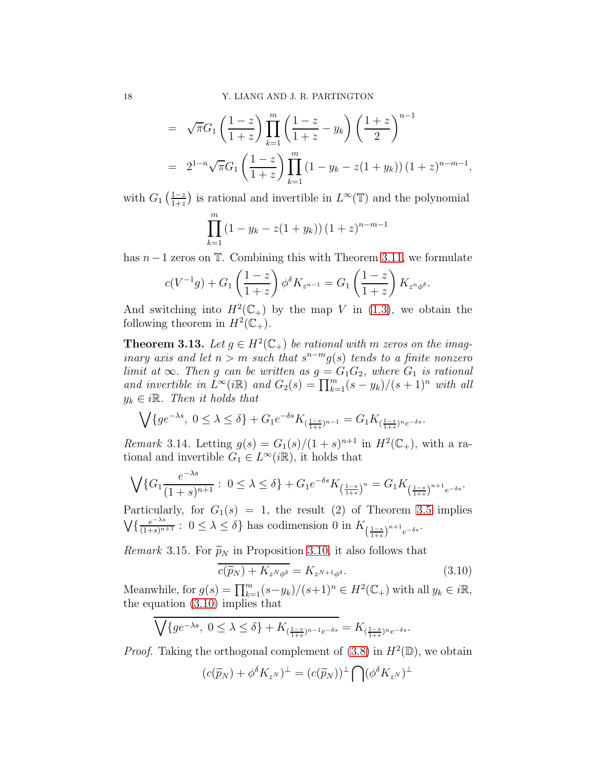$$
\begin{aligned}
&= \sqrt{\pi} G_1\left(\frac{1-z}{1+z}\right) \prod_{k=1}^{m}\left(\frac{1-z}{1+z} - y_k\right)\left(\frac{1+z}{2}\right)^{n-1} \\
&= 2^{1-n}\sqrt{\pi} G_1\left(\frac{1-z}{1+z}\right) \prod_{k=1}^{m}\left(1-y_k - z(1+y_k)\right)(1+z)^{n-m-1},
\end{aligned}
$$

with $G_1\left(\frac{1-z}{1+z}\right)$ is rational and invertible in $L^\infty(\mathbb{T})$ and the polynomial

$$
\prod_{k=1}^{m}\left(1-y_k - z(1+y_k)\right)(1+z)^{n-m-1}
$$

has $n-1$ zeros on $\mathbb{T}$. Combining this with Theorem 3.11, we formulate

$$
c(V^{-1}g) + G_1\left(\frac{1-z}{1+z}\right)\phi^\delta K_{z^{n-1}} = G_1\left(\frac{1-z}{1+z}\right) K_{z^n \phi^\delta}.
$$

And switching into $H^2(\mathbb{C}_+)$ by the map $V$ in (1.3), we obtain the following theorem in $H^2(\mathbb{C}_+)$.

**Theorem 3.13.** *Let $g \in H^2(\mathbb{C}_+)$ be rational with $m$ zeros on the imaginary axis and let $n > m$ such that $s^{n-m}g(s)$ tends to a finite nonzero limit at $\infty$. Then $g$ can be written as $g = G_1 G_2$, where $G_1$ is rational and invertible in $L^\infty(i\mathbb{R})$ and $G_2(s) = \prod_{k=1}^{m}(s-y_k)/(s+1)^n$ with all $y_k \in i\mathbb{R}$. Then it holds that*

$$
\bigvee\{g e^{-\lambda s},\ 0 \le \lambda \le \delta\} + G_1 e^{-\delta s} K_{(\frac{1-s}{1+s})^{n-1}} = G_1 K_{(\frac{1-s}{1+s})^n e^{-\delta s}}.
$$

*Remark* 3.14. Letting $g(s) = G_1(s)/(1+s)^{n+1}$ in $H^2(\mathbb{C}_+)$, with a rational and invertible $G_1 \in L^\infty(i\mathbb{R})$, it holds that

$$
\bigvee\{G_1 \frac{e^{-\lambda s}}{(1+s)^{n+1}} :\ 0 \le \lambda \le \delta\} + G_1 e^{-\delta s} K_{\left(\frac{1-s}{1+s}\right)^n} = G_1 K_{\left(\frac{1-s}{1+s}\right)^{n+1} e^{-\delta s}}.
$$

Particularly, for $G_1(s) = 1$, the result (2) of Theorem 3.5 implies $\bigvee\{\frac{e^{-\lambda s}}{(1+s)^{n+1}} :\ 0 \le \lambda \le \delta\}$ has codimension 0 in $K_{\left(\frac{1-s}{1+s}\right)^{n+1} e^{-\delta s}}$.

*Remark* 3.15. For $\widetilde{p}_N$ in Proposition 3.10, it also follows that

$$
\overline{c(\widetilde{p}_N) + K_{z^N \phi^\delta}} = K_{z^{N+1}\phi^\delta}. \tag{3.10}
$$

Meanwhile, for $g(s) = \prod_{k=1}^{m}(s-y_k)/(s+1)^n \in H^2(\mathbb{C}_+)$ with all $y_k \in i\mathbb{R}$, the equation (3.10) implies that

$$
\overline{\bigvee\{g e^{-\lambda s},\ 0 \le \lambda \le \delta\} + K_{(\frac{1-s}{1+s})^{n-1} e^{-\delta s}}} = K_{(\frac{1-s}{1+s})^n e^{-\delta s}}.
$$

*Proof.* Taking the orthogonal complement of (3.8) in $H^2(\mathbb{D})$, we obtain

$$
(c(\widetilde{p}_N) + \phi^\delta K_{z^N})^\perp = (c(\widetilde{p}_N))^\perp \bigcap (\phi^\delta K_{z^N})^\perp
$$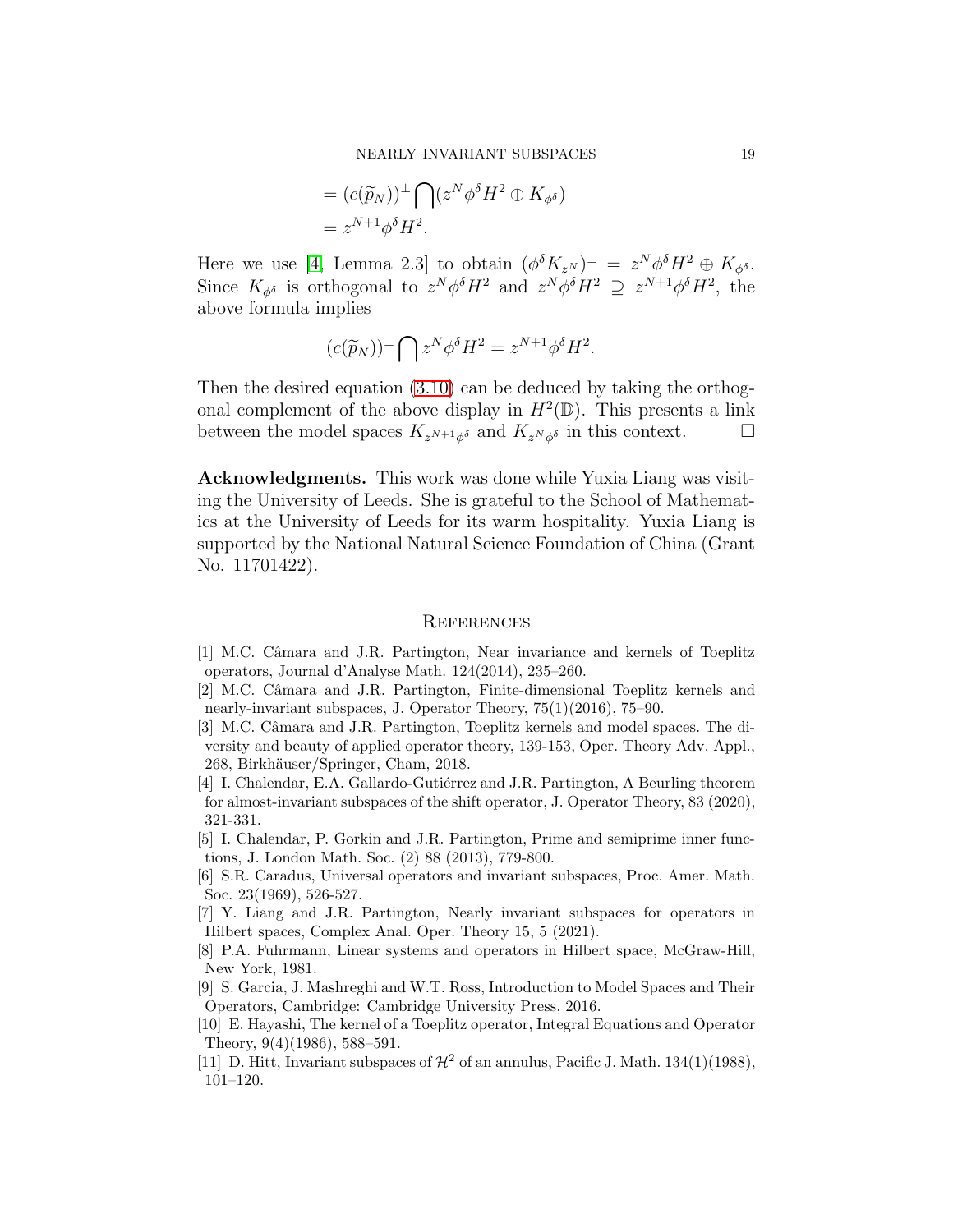$$= (c(\widetilde{p}_N))^{\perp} \bigcap (z^N \phi^\delta H^2 \oplus K_{\phi^\delta})$$
$$= z^{N+1} \phi^\delta H^2.$$

Here we use [4, Lemma 2.3] to obtain $(\phi^\delta K_{z^N})^{\perp} = z^N \phi^\delta H^2 \oplus K_{\phi^\delta}$. Since $K_{\phi^\delta}$ is orthogonal to $z^N \phi^\delta H^2$ and $z^N \phi^\delta H^2 \supseteq z^{N+1} \phi^\delta H^2$, the above formula implies

$$(c(\widetilde{p}_N))^{\perp} \bigcap z^N \phi^\delta H^2 = z^{N+1} \phi^\delta H^2.$$

Then the desired equation (3.10) can be deduced by taking the orthogonal complement of the above display in $H^2(\mathbb{D})$. This presents a link between the model spaces $K_{z^{N+1}\phi^\delta}$ and $K_{z^N\phi^\delta}$ in this context. □

**Acknowledgments.** This work was done while Yuxia Liang was visiting the University of Leeds. She is grateful to the School of Mathematics at the University of Leeds for its warm hospitality. Yuxia Liang is supported by the National Natural Science Foundation of China (Grant No. 11701422).

## References

[1] M.C. Câmara and J.R. Partington, Near invariance and kernels of Toeplitz operators, Journal d'Analyse Math. 124(2014), 235–260.

[2] M.C. Câmara and J.R. Partington, Finite-dimensional Toeplitz kernels and nearly-invariant subspaces, J. Operator Theory, 75(1)(2016), 75–90.

[3] M.C. Câmara and J.R. Partington, Toeplitz kernels and model spaces. The diversity and beauty of applied operator theory, 139-153, Oper. Theory Adv. Appl., 268, Birkhäuser/Springer, Cham, 2018.

[4] I. Chalendar, E.A. Gallardo-Gutiérrez and J.R. Partington, A Beurling theorem for almost-invariant subspaces of the shift operator, J. Operator Theory, 83 (2020), 321-331.

[5] I. Chalendar, P. Gorkin and J.R. Partington, Prime and semiprime inner functions, J. London Math. Soc. (2) 88 (2013), 779-800.

[6] S.R. Caradus, Universal operators and invariant subspaces, Proc. Amer. Math. Soc. 23(1969), 526-527.

[7] Y. Liang and J.R. Partington, Nearly invariant subspaces for operators in Hilbert spaces, Complex Anal. Oper. Theory 15, 5 (2021).

[8] P.A. Fuhrmann, Linear systems and operators in Hilbert space, McGraw-Hill, New York, 1981.

[9] S. Garcia, J. Mashreghi and W.T. Ross, Introduction to Model Spaces and Their Operators, Cambridge: Cambridge University Press, 2016.

[10] E. Hayashi, The kernel of a Toeplitz operator, Integral Equations and Operator Theory, 9(4)(1986), 588–591.

[11] D. Hitt, Invariant subspaces of $\mathcal{H}^2$ of an annulus, Pacific J. Math. 134(1)(1988), 101–120.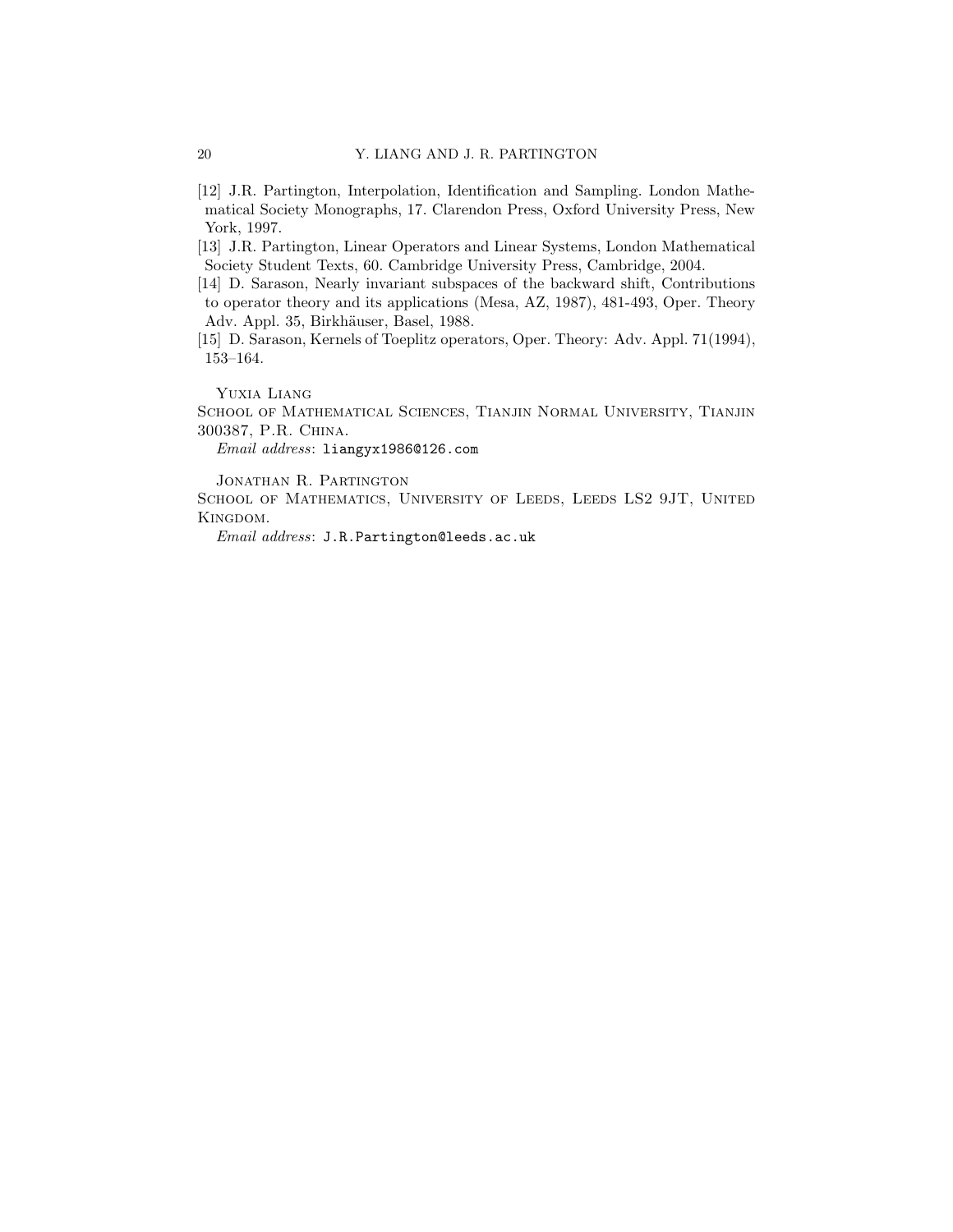[12] J.R. Partington, Interpolation, Identification and Sampling. London Mathematical Society Monographs, 17. Clarendon Press, Oxford University Press, New York, 1997.

[13] J.R. Partington, Linear Operators and Linear Systems, London Mathematical Society Student Texts, 60. Cambridge University Press, Cambridge, 2004.

[14] D. Sarason, Nearly invariant subspaces of the backward shift, Contributions to operator theory and its applications (Mesa, AZ, 1987), 481-493, Oper. Theory Adv. Appl. 35, Birkhäuser, Basel, 1988.

[15] D. Sarason, Kernels of Toeplitz operators, Oper. Theory: Adv. Appl. 71(1994), 153–164.

Yuxia Liang
School of Mathematical Sciences, Tianjin Normal University, Tianjin 300387, P.R. China.
*Email address*: liangyx1986@126.com

Jonathan R. Partington
School of Mathematics, University of Leeds, Leeds LS2 9JT, United Kingdom.
*Email address*: J.R.Partington@leeds.ac.uk